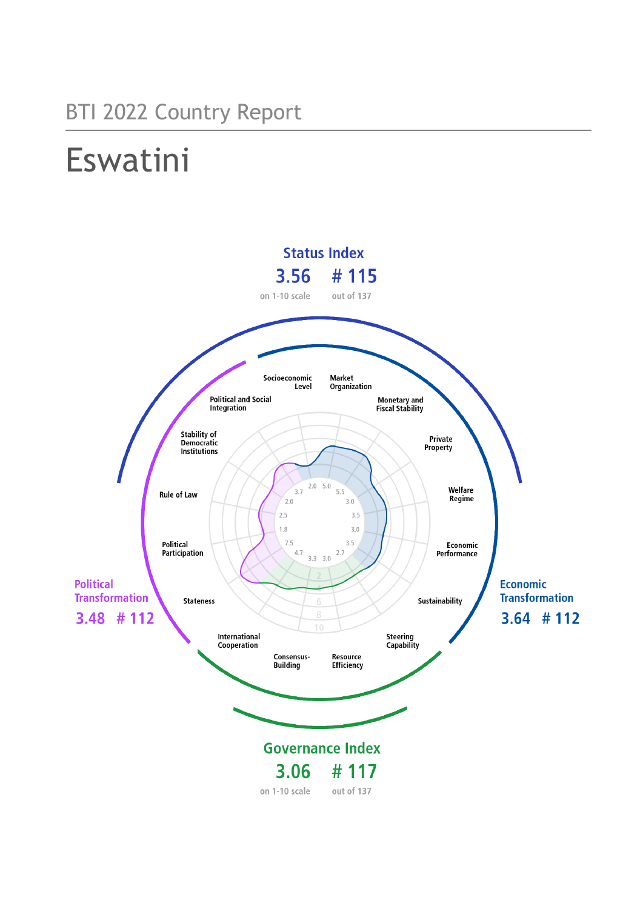BTI 2022 Country Report

# Eswatini

## Status Index

3.56 # 115

on 1-10 scale out of 137

Political Transformation

3.48 # 112

Economic Transformation

3.64 # 112

## Governance Index

3.06 # 117

on 1-10 scale out of 137

| Criterion | Score |
|---|---|
| Stateness | 4.7 |
| Political Participation | 1.8 |
| Rule of Law | 2.5 |
| Stability of Democratic Institutions | 2.0 |
| Political and Social Integration | 3.7 |
| Socioeconomic Level | 2.0 |
| Market Organization | 5.0 |
| Monetary and Fiscal Stability | 5.5 |
| Private Property | 3.0 |
| Welfare Regime | 3.5 |
| Economic Performance | 3.0 |
| Sustainability | 3.5 |
| Steering Capability | 2.7 |
| Resource Efficiency | 3.0 |
| Consensus-Building | 3.3 |
| International Cooperation | 7.5 |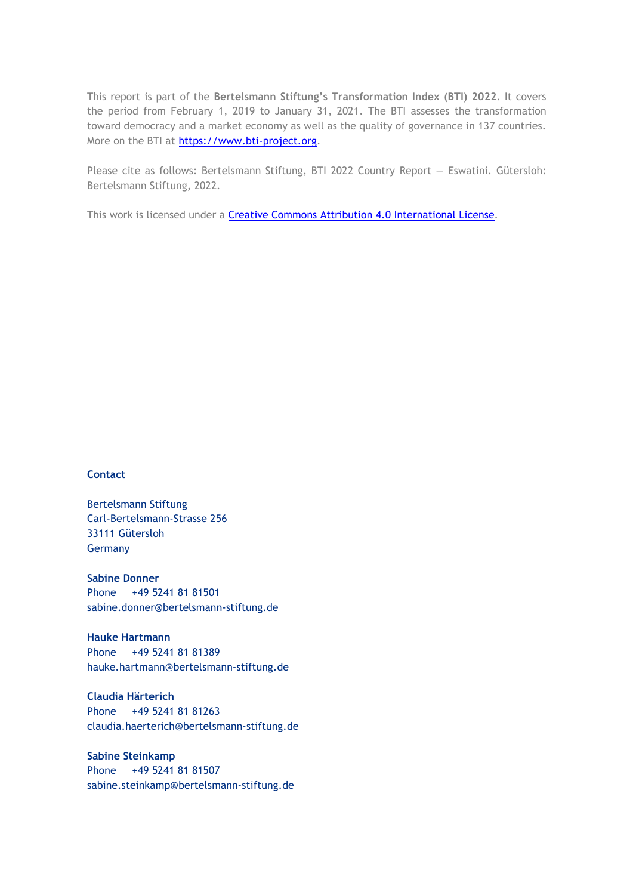This report is part of the **Bertelsmann Stiftung's Transformation Index (BTI) 2022**. It covers the period from February 1, 2019 to January 31, 2021. The BTI assesses the transformation toward democracy and a market economy as well as the quality of governance in 137 countries. More on the BTI at [https://www.bti-project.org](https://www.bti-project.org).

Please cite as follows: Bertelsmann Stiftung, BTI 2022 Country Report — Eswatini. Gütersloh: Bertelsmann Stiftung, 2022.

This work is licensed under a [Creative Commons Attribution 4.0 International License](https://creativecommons.org/licenses/by/4.0/).

**Contact**

Bertelsmann Stiftung
Carl-Bertelsmann-Strasse 256
33111 Gütersloh
Germany

**Sabine Donner**
Phone +49 5241 81 81501
sabine.donner@bertelsmann-stiftung.de

**Hauke Hartmann**
Phone +49 5241 81 81389
hauke.hartmann@bertelsmann-stiftung.de

**Claudia Härterich**
Phone +49 5241 81 81263
claudia.haerterich@bertelsmann-stiftung.de

**Sabine Steinkamp**
Phone +49 5241 81 81507
sabine.steinkamp@bertelsmann-stiftung.de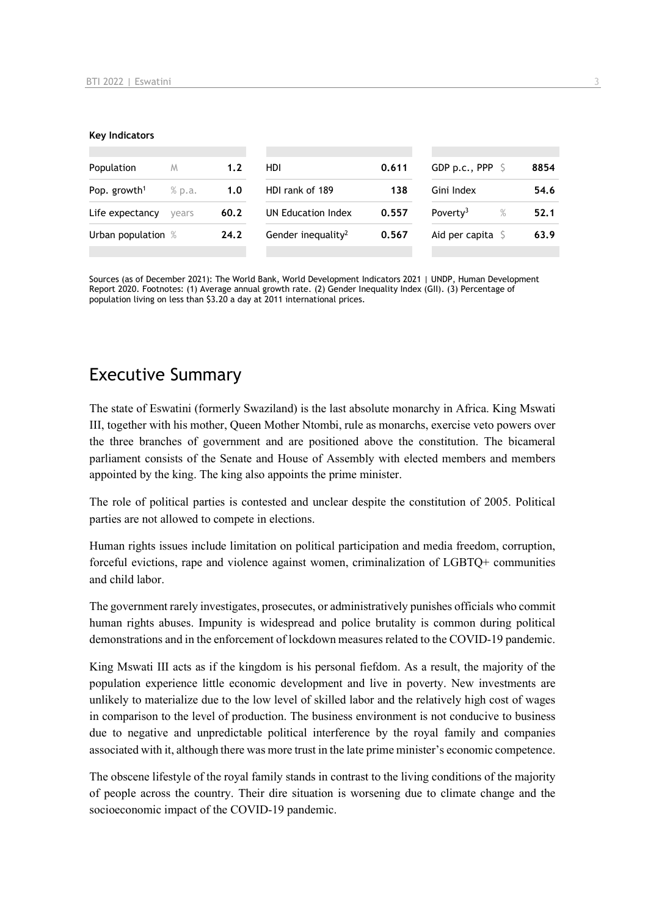**Key Indicators**

| Population | M | 1.2 | HDI | 0.611 | GDP p.c., PPP | $ | 8854 |
|---|---|---|---|---|---|---|---|
| Pop. growth[1] | % p.a. | 1.0 | HDI rank of 189 | 138 | Gini Index | | 54.6 |
| Life expectancy | years | 60.2 | UN Education Index | 0.557 | Poverty[3] | % | 52.1 |
| Urban population | % | 24.2 | Gender inequality[2] | 0.567 | Aid per capita | $ | 63.9 |

Sources (as of December 2021): The World Bank, World Development Indicators 2021 | UNDP, Human Development Report 2020. Footnotes: (1) Average annual growth rate. (2) Gender Inequality Index (GII). (3) Percentage of population living on less than $3.20 a day at 2011 international prices.

## Executive Summary

The state of Eswatini (formerly Swaziland) is the last absolute monarchy in Africa. King Mswati III, together with his mother, Queen Mother Ntombi, rule as monarchs, exercise veto powers over the three branches of government and are positioned above the constitution. The bicameral parliament consists of the Senate and House of Assembly with elected members and members appointed by the king. The king also appoints the prime minister.

The role of political parties is contested and unclear despite the constitution of 2005. Political parties are not allowed to compete in elections.

Human rights issues include limitation on political participation and media freedom, corruption, forceful evictions, rape and violence against women, criminalization of LGBTQ+ communities and child labor.

The government rarely investigates, prosecutes, or administratively punishes officials who commit human rights abuses. Impunity is widespread and police brutality is common during political demonstrations and in the enforcement of lockdown measures related to the COVID-19 pandemic.

King Mswati III acts as if the kingdom is his personal fiefdom. As a result, the majority of the population experience little economic development and live in poverty. New investments are unlikely to materialize due to the low level of skilled labor and the relatively high cost of wages in comparison to the level of production. The business environment is not conducive to business due to negative and unpredictable political interference by the royal family and companies associated with it, although there was more trust in the late prime minister's economic competence.

The obscene lifestyle of the royal family stands in contrast to the living conditions of the majority of people across the country. Their dire situation is worsening due to climate change and the socioeconomic impact of the COVID-19 pandemic.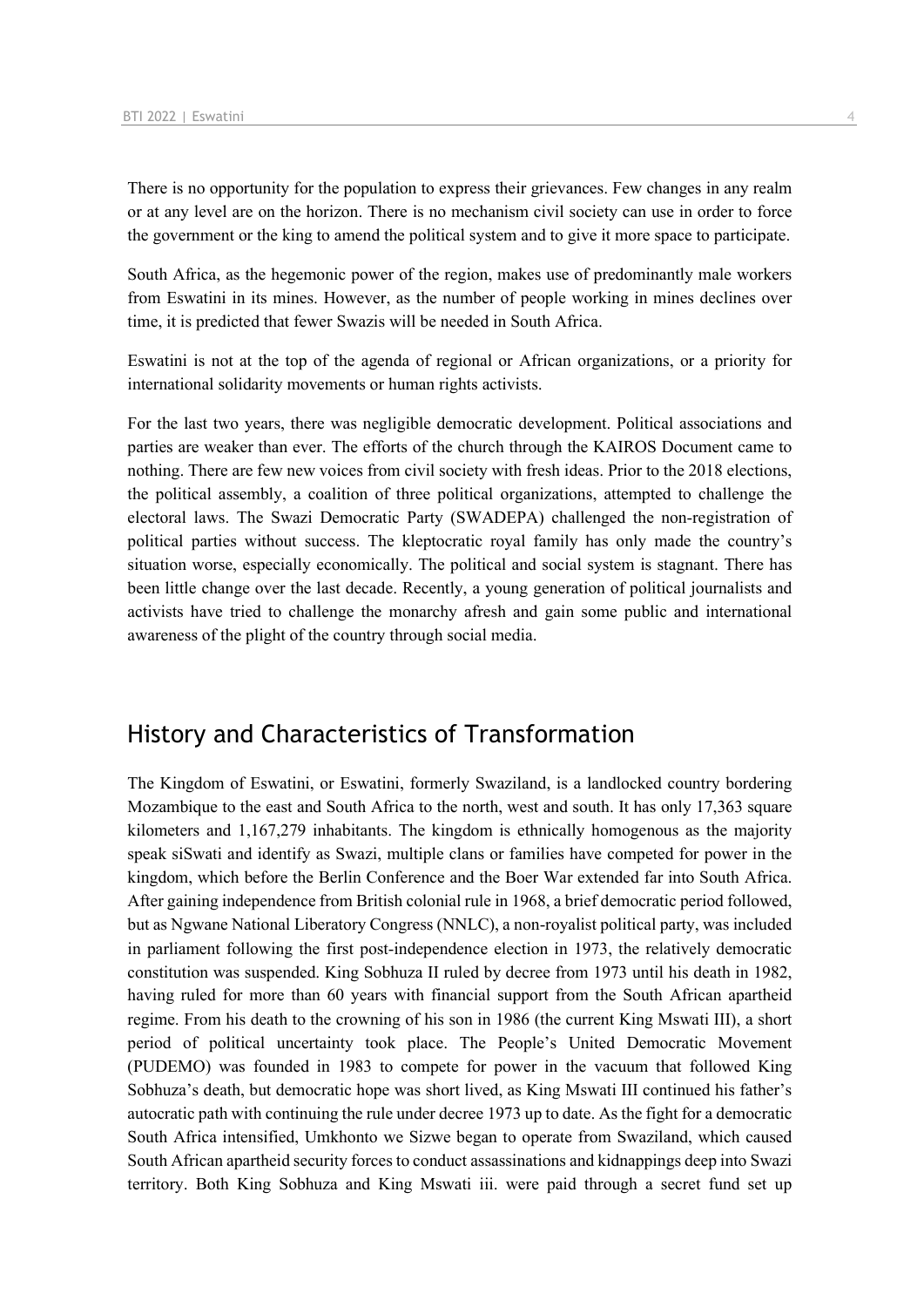There is no opportunity for the population to express their grievances. Few changes in any realm or at any level are on the horizon. There is no mechanism civil society can use in order to force the government or the king to amend the political system and to give it more space to participate.

South Africa, as the hegemonic power of the region, makes use of predominantly male workers from Eswatini in its mines. However, as the number of people working in mines declines over time, it is predicted that fewer Swazis will be needed in South Africa.

Eswatini is not at the top of the agenda of regional or African organizations, or a priority for international solidarity movements or human rights activists.

For the last two years, there was negligible democratic development. Political associations and parties are weaker than ever. The efforts of the church through the KAIROS Document came to nothing. There are few new voices from civil society with fresh ideas. Prior to the 2018 elections, the political assembly, a coalition of three political organizations, attempted to challenge the electoral laws. The Swazi Democratic Party (SWADEPA) challenged the non-registration of political parties without success. The kleptocratic royal family has only made the country's situation worse, especially economically. The political and social system is stagnant. There has been little change over the last decade. Recently, a young generation of political journalists and activists have tried to challenge the monarchy afresh and gain some public and international awareness of the plight of the country through social media.

## History and Characteristics of Transformation

The Kingdom of Eswatini, or Eswatini, formerly Swaziland, is a landlocked country bordering Mozambique to the east and South Africa to the north, west and south. It has only 17,363 square kilometers and 1,167,279 inhabitants. The kingdom is ethnically homogenous as the majority speak siSwati and identify as Swazi, multiple clans or families have competed for power in the kingdom, which before the Berlin Conference and the Boer War extended far into South Africa. After gaining independence from British colonial rule in 1968, a brief democratic period followed, but as Ngwane National Liberatory Congress (NNLC), a non-royalist political party, was included in parliament following the first post-independence election in 1973, the relatively democratic constitution was suspended. King Sobhuza II ruled by decree from 1973 until his death in 1982, having ruled for more than 60 years with financial support from the South African apartheid regime. From his death to the crowning of his son in 1986 (the current King Mswati III), a short period of political uncertainty took place. The People's United Democratic Movement (PUDEMO) was founded in 1983 to compete for power in the vacuum that followed King Sobhuza's death, but democratic hope was short lived, as King Mswati III continued his father's autocratic path with continuing the rule under decree 1973 up to date. As the fight for a democratic South Africa intensified, Umkhonto we Sizwe began to operate from Swaziland, which caused South African apartheid security forces to conduct assassinations and kidnappings deep into Swazi territory. Both King Sobhuza and King Mswati iii. were paid through a secret fund set up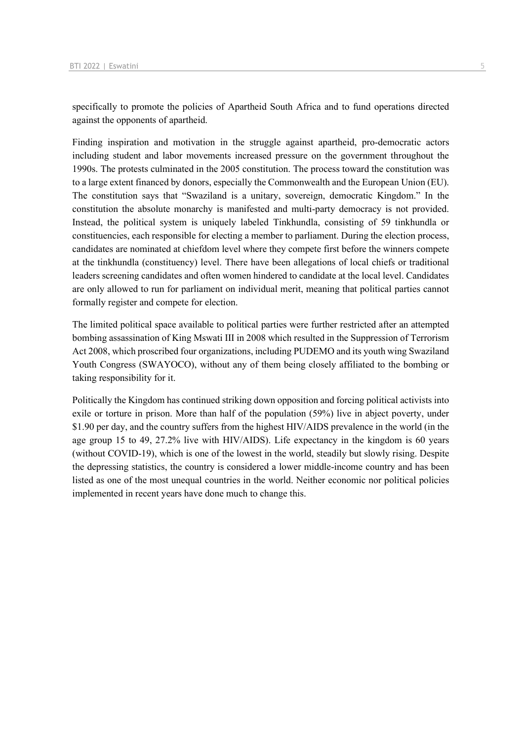specifically to promote the policies of Apartheid South Africa and to fund operations directed against the opponents of apartheid.

Finding inspiration and motivation in the struggle against apartheid, pro-democratic actors including student and labor movements increased pressure on the government throughout the 1990s. The protests culminated in the 2005 constitution. The process toward the constitution was to a large extent financed by donors, especially the Commonwealth and the European Union (EU). The constitution says that "Swaziland is a unitary, sovereign, democratic Kingdom." In the constitution the absolute monarchy is manifested and multi-party democracy is not provided. Instead, the political system is uniquely labeled Tinkhundla, consisting of 59 tinkhundla or constituencies, each responsible for electing a member to parliament. During the election process, candidates are nominated at chiefdom level where they compete first before the winners compete at the tinkhundla (constituency) level. There have been allegations of local chiefs or traditional leaders screening candidates and often women hindered to candidate at the local level. Candidates are only allowed to run for parliament on individual merit, meaning that political parties cannot formally register and compete for election.

The limited political space available to political parties were further restricted after an attempted bombing assassination of King Mswati III in 2008 which resulted in the Suppression of Terrorism Act 2008, which proscribed four organizations, including PUDEMO and its youth wing Swaziland Youth Congress (SWAYOCO), without any of them being closely affiliated to the bombing or taking responsibility for it.

Politically the Kingdom has continued striking down opposition and forcing political activists into exile or torture in prison. More than half of the population (59%) live in abject poverty, under $1.90 per day, and the country suffers from the highest HIV/AIDS prevalence in the world (in the age group 15 to 49, 27.2% live with HIV/AIDS). Life expectancy in the kingdom is 60 years (without COVID-19), which is one of the lowest in the world, steadily but slowly rising. Despite the depressing statistics, the country is considered a lower middle-income country and has been listed as one of the most unequal countries in the world. Neither economic nor political policies implemented in recent years have done much to change this.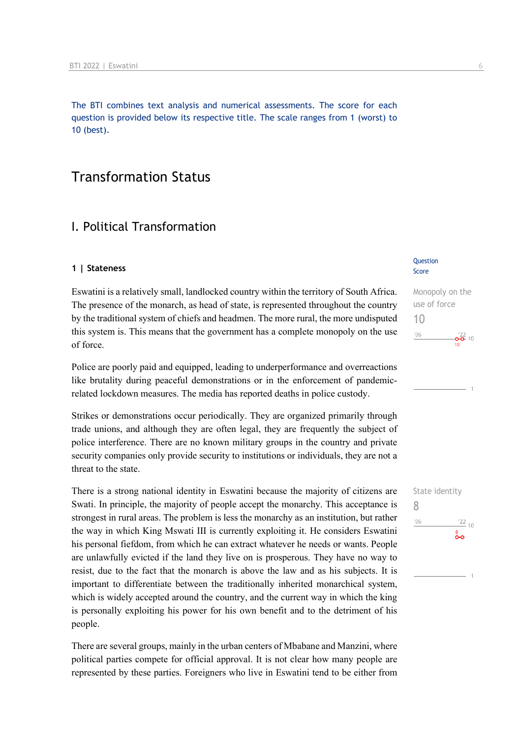The BTI combines text analysis and numerical assessments. The score for each question is provided below its respective title. The scale ranges from 1 (worst) to 10 (best).

# Transformation Status

## I. Political Transformation

### 1 | Stateness

Question Score

**Monopoly on the use of force**
10

Eswatini is a relatively small, landlocked country within the territory of South Africa. The presence of the monarch, as head of state, is represented throughout the country by the traditional system of chiefs and headmen. The more rural, the more undisputed this system is. This means that the government has a complete monopoly on the use of force.

Police are poorly paid and equipped, leading to underperformance and overreactions like brutality during peaceful demonstrations or in the enforcement of pandemic-related lockdown measures. The media has reported deaths in police custody.

Strikes or demonstrations occur periodically. They are organized primarily through trade unions, and although they are often legal, they are frequently the subject of police interference. There are no known military groups in the country and private security companies only provide security to institutions or individuals, they are not a threat to the state.

**State identity**
8

There is a strong national identity in Eswatini because the majority of citizens are Swati. In principle, the majority of people accept the monarchy. This acceptance is strongest in rural areas. The problem is less the monarchy as an institution, but rather the way in which King Mswati III is currently exploiting it. He considers Eswatini his personal fiefdom, from which he can extract whatever he needs or wants. People are unlawfully evicted if the land they live on is prosperous. They have no way to resist, due to the fact that the monarch is above the law and as his subjects. It is important to differentiate between the traditionally inherited monarchical system, which is widely accepted around the country, and the current way in which the king is personally exploiting his power for his own benefit and to the detriment of his people.

There are several groups, mainly in the urban centers of Mbabane and Manzini, where political parties compete for official approval. It is not clear how many people are represented by these parties. Foreigners who live in Eswatini tend to be either from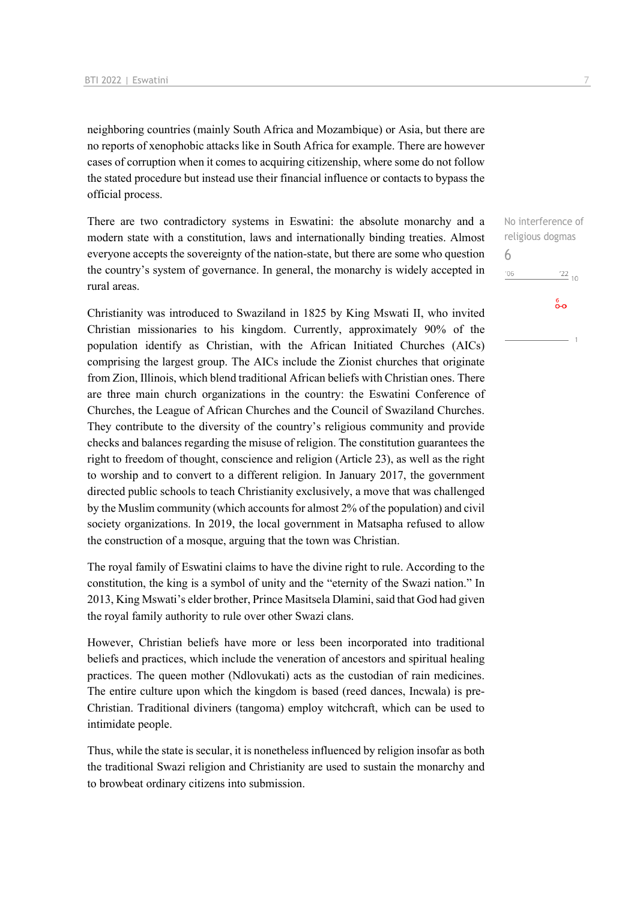neighboring countries (mainly South Africa and Mozambique) or Asia, but there are no reports of xenophobic attacks like in South Africa for example. There are however cases of corruption when it comes to acquiring citizenship, where some do not follow the stated procedure but instead use their financial influence or contacts to bypass the official process.

There are two contradictory systems in Eswatini: the absolute monarchy and a modern state with a constitution, laws and internationally binding treaties. Almost everyone accepts the sovereignty of the nation-state, but there are some who question the country's system of governance. In general, the monarchy is widely accepted in rural areas.

No interference of religious dogmas
6

Christianity was introduced to Swaziland in 1825 by King Mswati II, who invited Christian missionaries to his kingdom. Currently, approximately 90% of the population identify as Christian, with the African Initiated Churches (AICs) comprising the largest group. The AICs include the Zionist churches that originate from Zion, Illinois, which blend traditional African beliefs with Christian ones. There are three main church organizations in the country: the Eswatini Conference of Churches, the League of African Churches and the Council of Swaziland Churches. They contribute to the diversity of the country's religious community and provide checks and balances regarding the misuse of religion. The constitution guarantees the right to freedom of thought, conscience and religion (Article 23), as well as the right to worship and to convert to a different religion. In January 2017, the government directed public schools to teach Christianity exclusively, a move that was challenged by the Muslim community (which accounts for almost 2% of the population) and civil society organizations. In 2019, the local government in Matsapha refused to allow the construction of a mosque, arguing that the town was Christian.

The royal family of Eswatini claims to have the divine right to rule. According to the constitution, the king is a symbol of unity and the "eternity of the Swazi nation." In 2013, King Mswati's elder brother, Prince Masitsela Dlamini, said that God had given the royal family authority to rule over other Swazi clans.

However, Christian beliefs have more or less been incorporated into traditional beliefs and practices, which include the veneration of ancestors and spiritual healing practices. The queen mother (Ndlovukati) acts as the custodian of rain medicines. The entire culture upon which the kingdom is based (reed dances, Incwala) is pre-Christian. Traditional diviners (tangoma) employ witchcraft, which can be used to intimidate people.

Thus, while the state is secular, it is nonetheless influenced by religion insofar as both the traditional Swazi religion and Christianity are used to sustain the monarchy and to browbeat ordinary citizens into submission.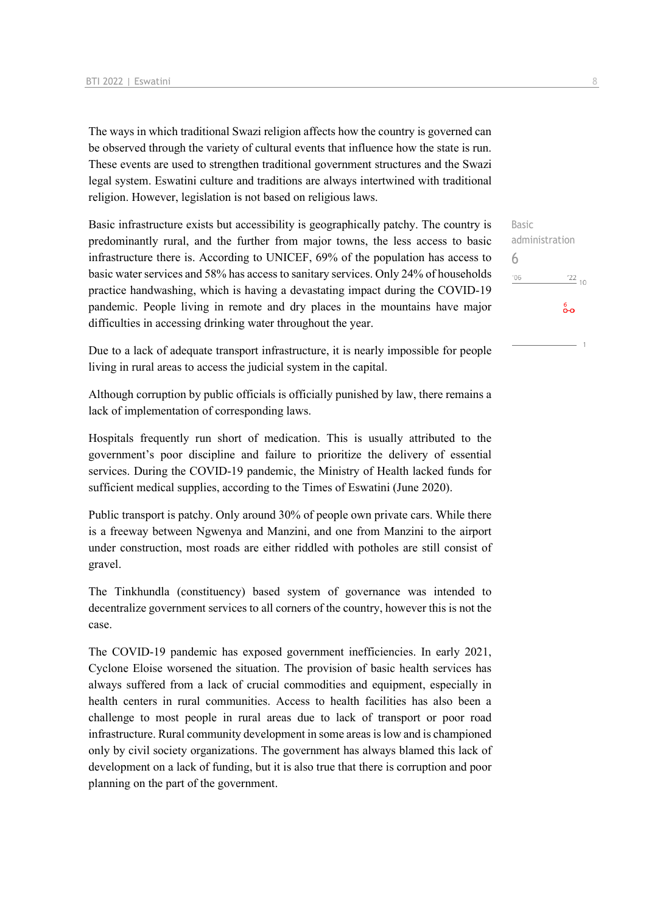The ways in which traditional Swazi religion affects how the country is governed can be observed through the variety of cultural events that influence how the state is run. These events are used to strengthen traditional government structures and the Swazi legal system. Eswatini culture and traditions are always intertwined with traditional religion. However, legislation is not based on religious laws.

Basic administration
6

Basic infrastructure exists but accessibility is geographically patchy. The country is predominantly rural, and the further from major towns, the less access to basic infrastructure there is. According to UNICEF, 69% of the population has access to basic water services and 58% has access to sanitary services. Only 24% of households practice handwashing, which is having a devastating impact during the COVID-19 pandemic. People living in remote and dry places in the mountains have major difficulties in accessing drinking water throughout the year.

Due to a lack of adequate transport infrastructure, it is nearly impossible for people living in rural areas to access the judicial system in the capital.

Although corruption by public officials is officially punished by law, there remains a lack of implementation of corresponding laws.

Hospitals frequently run short of medication. This is usually attributed to the government's poor discipline and failure to prioritize the delivery of essential services. During the COVID-19 pandemic, the Ministry of Health lacked funds for sufficient medical supplies, according to the Times of Eswatini (June 2020).

Public transport is patchy. Only around 30% of people own private cars. While there is a freeway between Ngwenya and Manzini, and one from Manzini to the airport under construction, most roads are either riddled with potholes are still consist of gravel.

The Tinkhundla (constituency) based system of governance was intended to decentralize government services to all corners of the country, however this is not the case.

The COVID-19 pandemic has exposed government inefficiencies. In early 2021, Cyclone Eloise worsened the situation. The provision of basic health services has always suffered from a lack of crucial commodities and equipment, especially in health centers in rural communities. Access to health facilities has also been a challenge to most people in rural areas due to lack of transport or poor road infrastructure. Rural community development in some areas is low and is championed only by civil society organizations. The government has always blamed this lack of development on a lack of funding, but it is also true that there is corruption and poor planning on the part of the government.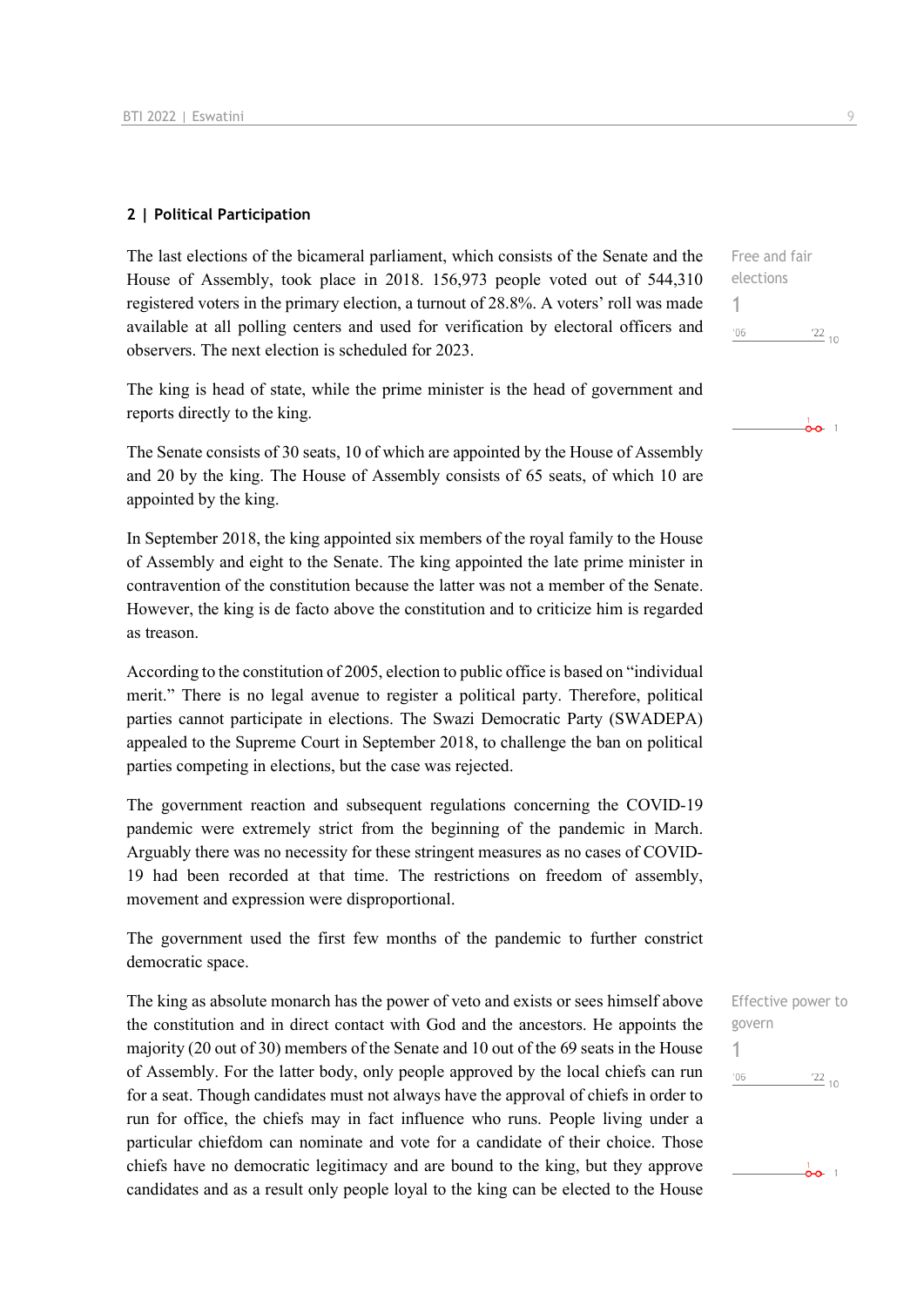## 2 | Political Participation

The last elections of the bicameral parliament, which consists of the Senate and the House of Assembly, took place in 2018. 156,973 people voted out of 544,310 registered voters in the primary election, a turnout of 28.8%. A voters' roll was made available at all polling centers and used for verification by electoral officers and observers. The next election is scheduled for 2023.

Free and fair elections
1
'06 '22 10

The king is head of state, while the prime minister is the head of government and reports directly to the king.

The Senate consists of 30 seats, 10 of which are appointed by the House of Assembly and 20 by the king. The House of Assembly consists of 65 seats, of which 10 are appointed by the king.

In September 2018, the king appointed six members of the royal family to the House of Assembly and eight to the Senate. The king appointed the late prime minister in contravention of the constitution because the latter was not a member of the Senate. However, the king is de facto above the constitution and to criticize him is regarded as treason.

According to the constitution of 2005, election to public office is based on "individual merit." There is no legal avenue to register a political party. Therefore, political parties cannot participate in elections. The Swazi Democratic Party (SWADEPA) appealed to the Supreme Court in September 2018, to challenge the ban on political parties competing in elections, but the case was rejected.

The government reaction and subsequent regulations concerning the COVID-19 pandemic were extremely strict from the beginning of the pandemic in March. Arguably there was no necessity for these stringent measures as no cases of COVID-19 had been recorded at that time. The restrictions on freedom of assembly, movement and expression were disproportional.

The government used the first few months of the pandemic to further constrict democratic space.

The king as absolute monarch has the power of veto and exists or sees himself above the constitution and in direct contact with God and the ancestors. He appoints the majority (20 out of 30) members of the Senate and 10 out of the 69 seats in the House of Assembly. For the latter body, only people approved by the local chiefs can run for a seat. Though candidates must not always have the approval of chiefs in order to run for office, the chiefs may in fact influence who runs. People living under a particular chiefdom can nominate and vote for a candidate of their choice. Those chiefs have no democratic legitimacy and are bound to the king, but they approve candidates and as a result only people loyal to the king can be elected to the House

Effective power to govern
1
'06 '22 10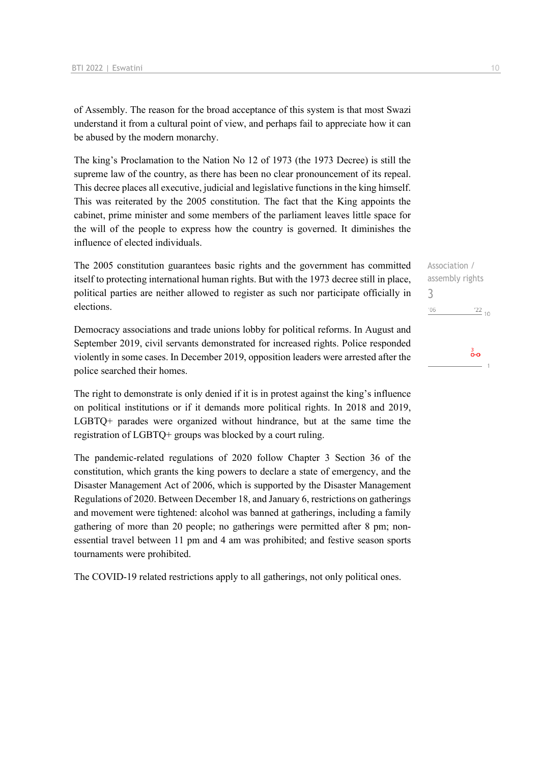of Assembly. The reason for the broad acceptance of this system is that most Swazi understand it from a cultural point of view, and perhaps fail to appreciate how it can be abused by the modern monarchy.

The king's Proclamation to the Nation No 12 of 1973 (the 1973 Decree) is still the supreme law of the country, as there has been no clear pronouncement of its repeal. This decree places all executive, judicial and legislative functions in the king himself. This was reiterated by the 2005 constitution. The fact that the King appoints the cabinet, prime minister and some members of the parliament leaves little space for the will of the people to express how the country is governed. It diminishes the influence of elected individuals.

Association / assembly rights
3

The 2005 constitution guarantees basic rights and the government has committed itself to protecting international human rights. But with the 1973 decree still in place, political parties are neither allowed to register as such nor participate officially in elections.

Democracy associations and trade unions lobby for political reforms. In August and September 2019, civil servants demonstrated for increased rights. Police responded violently in some cases. In December 2019, opposition leaders were arrested after the police searched their homes.

The right to demonstrate is only denied if it is in protest against the king's influence on political institutions or if it demands more political rights. In 2018 and 2019, LGBTQ+ parades were organized without hindrance, but at the same time the registration of LGBTQ+ groups was blocked by a court ruling.

The pandemic-related regulations of 2020 follow Chapter 3 Section 36 of the constitution, which grants the king powers to declare a state of emergency, and the Disaster Management Act of 2006, which is supported by the Disaster Management Regulations of 2020. Between December 18, and January 6, restrictions on gatherings and movement were tightened: alcohol was banned at gatherings, including a family gathering of more than 20 people; no gatherings were permitted after 8 pm; non-essential travel between 11 pm and 4 am was prohibited; and festive season sports tournaments were prohibited.

The COVID-19 related restrictions apply to all gatherings, not only political ones.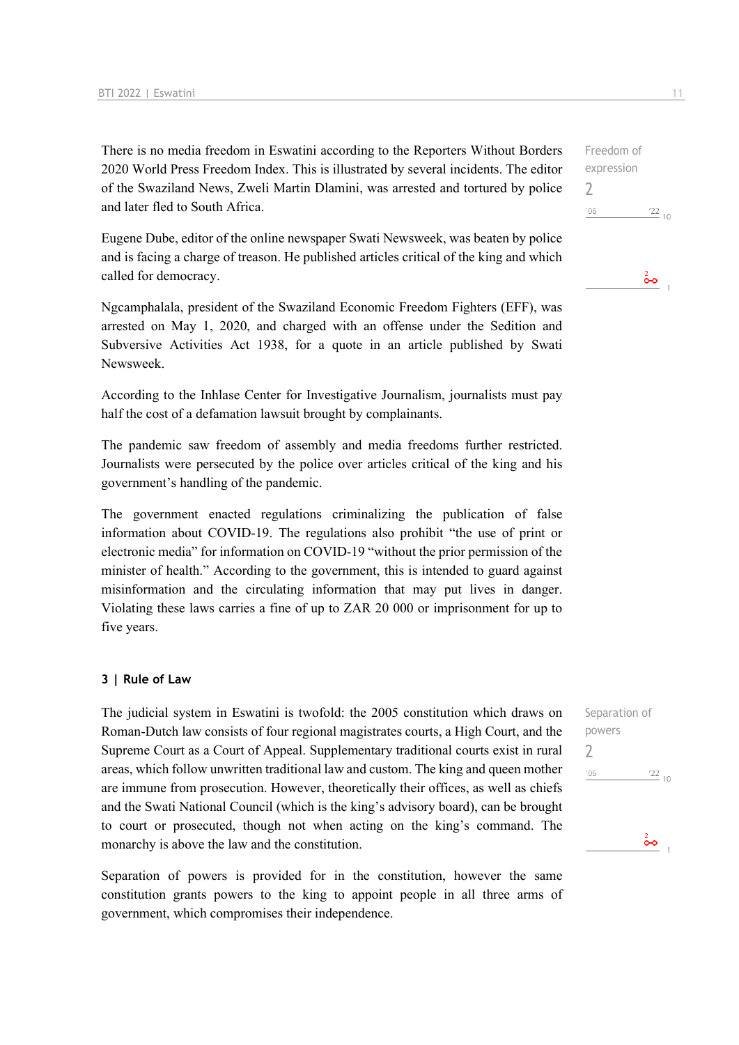There is no media freedom in Eswatini according to the Reporters Without Borders 2020 World Press Freedom Index. This is illustrated by several incidents. The editor of the Swaziland News, Zweli Martin Dlamini, was arrested and tortured by police and later fled to South Africa.

Freedom of expression
2

Eugene Dube, editor of the online newspaper Swati Newsweek, was beaten by police and is facing a charge of treason. He published articles critical of the king and which called for democracy.

Ngcamphalala, president of the Swaziland Economic Freedom Fighters (EFF), was arrested on May 1, 2020, and charged with an offense under the Sedition and Subversive Activities Act 1938, for a quote in an article published by Swati Newsweek.

According to the Inhlase Center for Investigative Journalism, journalists must pay half the cost of a defamation lawsuit brought by complainants.

The pandemic saw freedom of assembly and media freedoms further restricted. Journalists were persecuted by the police over articles critical of the king and his government's handling of the pandemic.

The government enacted regulations criminalizing the publication of false information about COVID-19. The regulations also prohibit "the use of print or electronic media" for information on COVID-19 "without the prior permission of the minister of health." According to the government, this is intended to guard against misinformation and the circulating information that may put lives in danger. Violating these laws carries a fine of up to ZAR 20 000 or imprisonment for up to five years.

### 3 | Rule of Law

The judicial system in Eswatini is twofold: the 2005 constitution which draws on Roman-Dutch law consists of four regional magistrates courts, a High Court, and the Supreme Court as a Court of Appeal. Supplementary traditional courts exist in rural areas, which follow unwritten traditional law and custom. The king and queen mother are immune from prosecution. However, theoretically their offices, as well as chiefs and the Swati National Council (which is the king's advisory board), can be brought to court or prosecuted, though not when acting on the king's command. The monarchy is above the law and the constitution.

Separation of powers
2

Separation of powers is provided for in the constitution, however the same constitution grants powers to the king to appoint people in all three arms of government, which compromises their independence.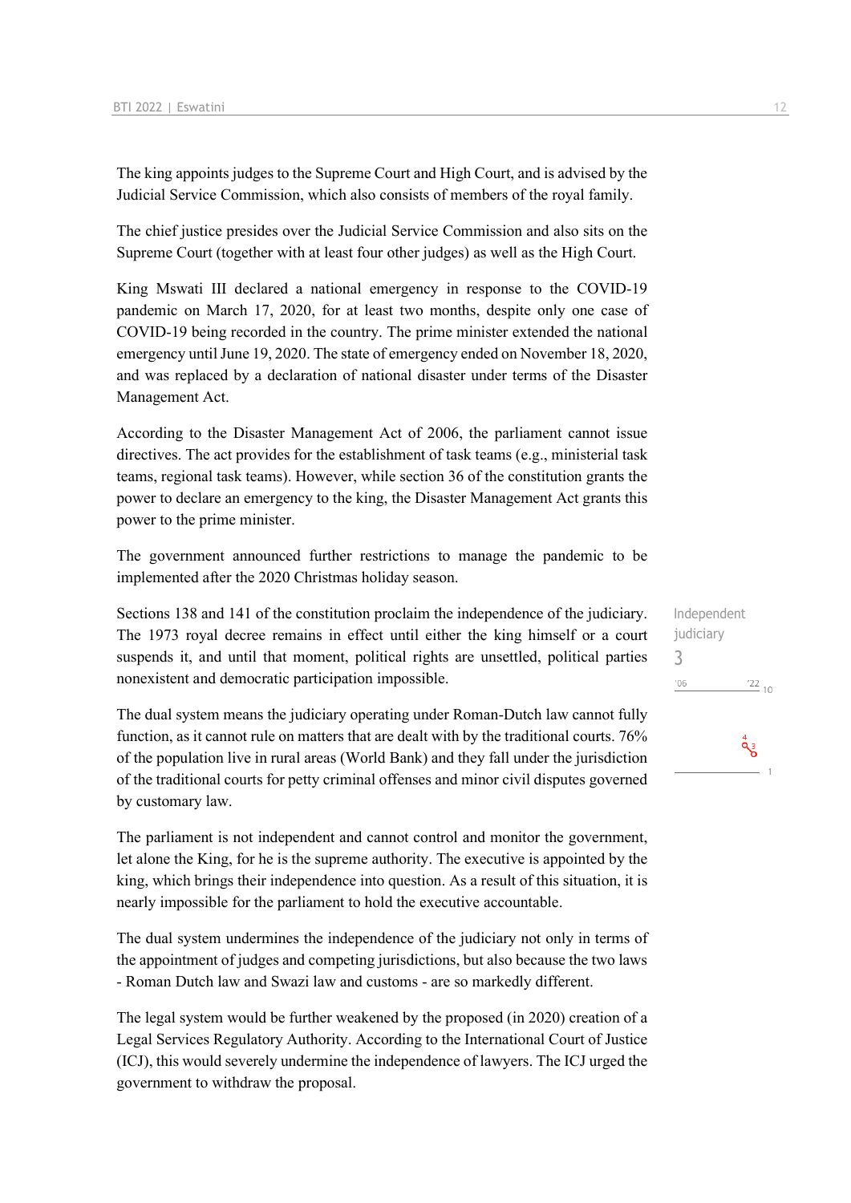The king appoints judges to the Supreme Court and High Court, and is advised by the Judicial Service Commission, which also consists of members of the royal family.

The chief justice presides over the Judicial Service Commission and also sits on the Supreme Court (together with at least four other judges) as well as the High Court.

King Mswati III declared a national emergency in response to the COVID-19 pandemic on March 17, 2020, for at least two months, despite only one case of COVID-19 being recorded in the country. The prime minister extended the national emergency until June 19, 2020. The state of emergency ended on November 18, 2020, and was replaced by a declaration of national disaster under terms of the Disaster Management Act.

According to the Disaster Management Act of 2006, the parliament cannot issue directives. The act provides for the establishment of task teams (e.g., ministerial task teams, regional task teams). However, while section 36 of the constitution grants the power to declare an emergency to the king, the Disaster Management Act grants this power to the prime minister.

The government announced further restrictions to manage the pandemic to be implemented after the 2020 Christmas holiday season.

Independent judiciary
3

Sections 138 and 141 of the constitution proclaim the independence of the judiciary. The 1973 royal decree remains in effect until either the king himself or a court suspends it, and until that moment, political rights are unsettled, political parties nonexistent and democratic participation impossible.

The dual system means the judiciary operating under Roman-Dutch law cannot fully function, as it cannot rule on matters that are dealt with by the traditional courts. 76% of the population live in rural areas (World Bank) and they fall under the jurisdiction of the traditional courts for petty criminal offenses and minor civil disputes governed by customary law.

The parliament is not independent and cannot control and monitor the government, let alone the King, for he is the supreme authority. The executive is appointed by the king, which brings their independence into question. As a result of this situation, it is nearly impossible for the parliament to hold the executive accountable.

The dual system undermines the independence of the judiciary not only in terms of the appointment of judges and competing jurisdictions, but also because the two laws - Roman Dutch law and Swazi law and customs - are so markedly different.

The legal system would be further weakened by the proposed (in 2020) creation of a Legal Services Regulatory Authority. According to the International Court of Justice (ICJ), this would severely undermine the independence of lawyers. The ICJ urged the government to withdraw the proposal.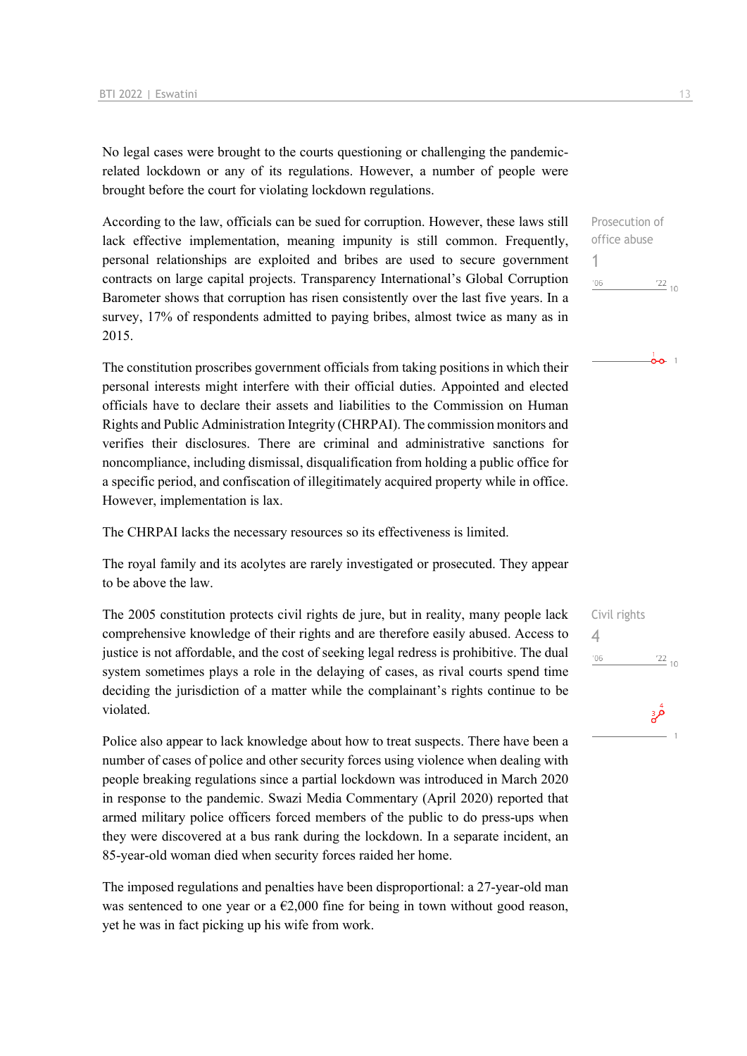No legal cases were brought to the courts questioning or challenging the pandemic-related lockdown or any of its regulations. However, a number of people were brought before the court for violating lockdown regulations.

Prosecution of office abuse
1

According to the law, officials can be sued for corruption. However, these laws still lack effective implementation, meaning impunity is still common. Frequently, personal relationships are exploited and bribes are used to secure government contracts on large capital projects. Transparency International's Global Corruption Barometer shows that corruption has risen consistently over the last five years. In a survey, 17% of respondents admitted to paying bribes, almost twice as many as in 2015.

The constitution proscribes government officials from taking positions in which their personal interests might interfere with their official duties. Appointed and elected officials have to declare their assets and liabilities to the Commission on Human Rights and Public Administration Integrity (CHRPAI). The commission monitors and verifies their disclosures. There are criminal and administrative sanctions for noncompliance, including dismissal, disqualification from holding a public office for a specific period, and confiscation of illegitimately acquired property while in office. However, implementation is lax.

The CHRPAI lacks the necessary resources so its effectiveness is limited.

The royal family and its acolytes are rarely investigated or prosecuted. They appear to be above the law.

Civil rights
4

The 2005 constitution protects civil rights de jure, but in reality, many people lack comprehensive knowledge of their rights and are therefore easily abused. Access to justice is not affordable, and the cost of seeking legal redress is prohibitive. The dual system sometimes plays a role in the delaying of cases, as rival courts spend time deciding the jurisdiction of a matter while the complainant's rights continue to be violated.

Police also appear to lack knowledge about how to treat suspects. There have been a number of cases of police and other security forces using violence when dealing with people breaking regulations since a partial lockdown was introduced in March 2020 in response to the pandemic. Swazi Media Commentary (April 2020) reported that armed military police officers forced members of the public to do press-ups when they were discovered at a bus rank during the lockdown. In a separate incident, an 85-year-old woman died when security forces raided her home.

The imposed regulations and penalties have been disproportional: a 27-year-old man was sentenced to one year or a €2,000 fine for being in town without good reason, yet he was in fact picking up his wife from work.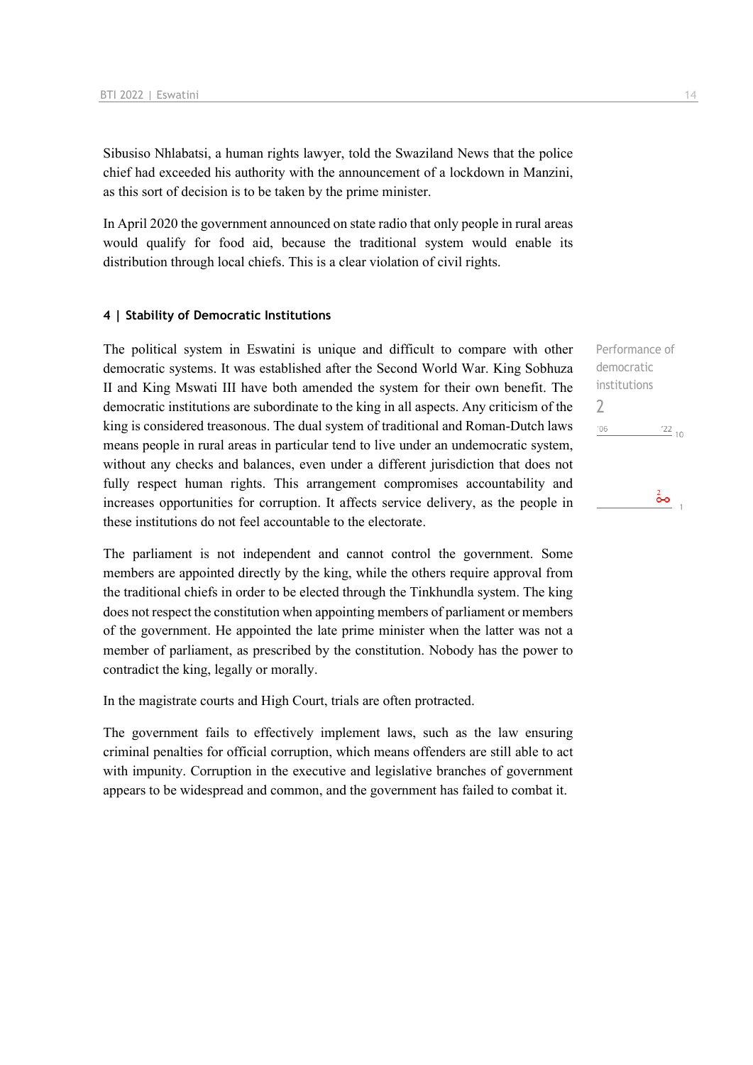Sibusiso Nhlabatsi, a human rights lawyer, told the Swaziland News that the police chief had exceeded his authority with the announcement of a lockdown in Manzini, as this sort of decision is to be taken by the prime minister.

In April 2020 the government announced on state radio that only people in rural areas would qualify for food aid, because the traditional system would enable its distribution through local chiefs. This is a clear violation of civil rights.

#### 4 | Stability of Democratic Institutions

Performance of democratic institutions
2

The political system in Eswatini is unique and difficult to compare with other democratic systems. It was established after the Second World War. King Sobhuza II and King Mswati III have both amended the system for their own benefit. The democratic institutions are subordinate to the king in all aspects. Any criticism of the king is considered treasonous. The dual system of traditional and Roman-Dutch laws means people in rural areas in particular tend to live under an undemocratic system, without any checks and balances, even under a different jurisdiction that does not fully respect human rights. This arrangement compromises accountability and increases opportunities for corruption. It affects service delivery, as the people in these institutions do not feel accountable to the electorate.

The parliament is not independent and cannot control the government. Some members are appointed directly by the king, while the others require approval from the traditional chiefs in order to be elected through the Tinkhundla system. The king does not respect the constitution when appointing members of parliament or members of the government. He appointed the late prime minister when the latter was not a member of parliament, as prescribed by the constitution. Nobody has the power to contradict the king, legally or morally.

In the magistrate courts and High Court, trials are often protracted.

The government fails to effectively implement laws, such as the law ensuring criminal penalties for official corruption, which means offenders are still able to act with impunity. Corruption in the executive and legislative branches of government appears to be widespread and common, and the government has failed to combat it.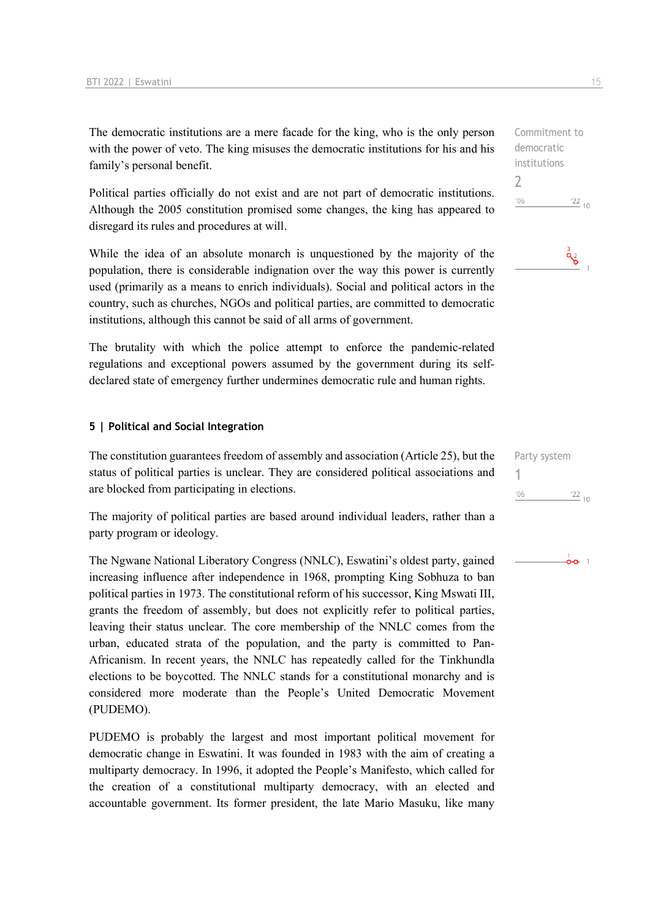The democratic institutions are a mere facade for the king, who is the only person with the power of veto. The king misuses the democratic institutions for his and his family's personal benefit.

Commitment to democratic institutions
2
'06 '22 10

Political parties officially do not exist and are not part of democratic institutions. Although the 2005 constitution promised some changes, the king has appeared to disregard its rules and procedures at will.

While the idea of an absolute monarch is unquestioned by the majority of the population, there is considerable indignation over the way this power is currently used (primarily as a means to enrich individuals). Social and political actors in the country, such as churches, NGOs and political parties, are committed to democratic institutions, although this cannot be said of all arms of government.

The brutality with which the police attempt to enforce the pandemic-related regulations and exceptional powers assumed by the government during its self-declared state of emergency further undermines democratic rule and human rights.

## 5 | Political and Social Integration

The constitution guarantees freedom of assembly and association (Article 25), but the status of political parties is unclear. They are considered political associations and are blocked from participating in elections.

Party system
1
'06 '22 10

The majority of political parties are based around individual leaders, rather than a party program or ideology.

The Ngwane National Liberatory Congress (NNLC), Eswatini's oldest party, gained increasing influence after independence in 1968, prompting King Sobhuza to ban political parties in 1973. The constitutional reform of his successor, King Mswati III, grants the freedom of assembly, but does not explicitly refer to political parties, leaving their status unclear. The core membership of the NNLC comes from the urban, educated strata of the population, and the party is committed to Pan-Africanism. In recent years, the NNLC has repeatedly called for the Tinkhundla elections to be boycotted. The NNLC stands for a constitutional monarchy and is considered more moderate than the People's United Democratic Movement (PUDEMO).

PUDEMO is probably the largest and most important political movement for democratic change in Eswatini. It was founded in 1983 with the aim of creating a multiparty democracy. In 1996, it adopted the People's Manifesto, which called for the creation of a constitutional multiparty democracy, with an elected and accountable government. Its former president, the late Mario Masuku, like many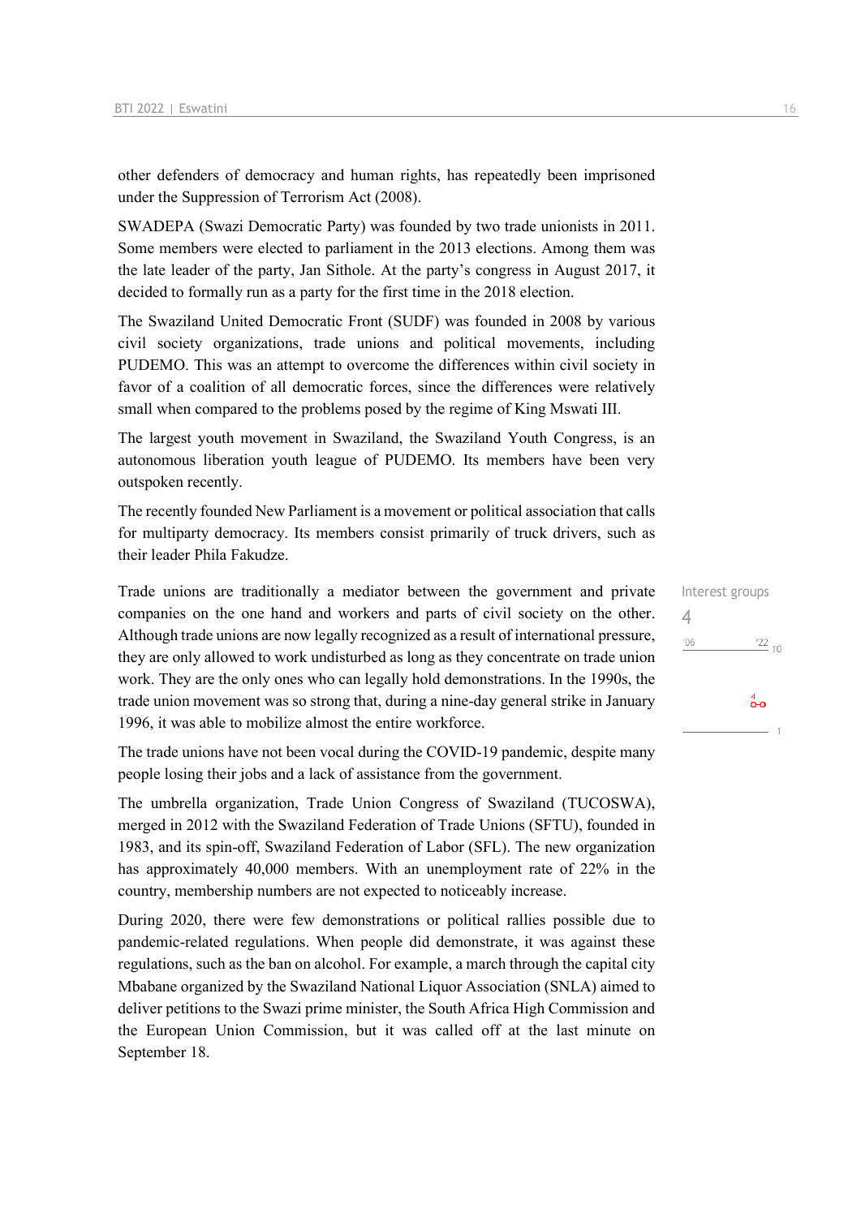other defenders of democracy and human rights, has repeatedly been imprisoned under the Suppression of Terrorism Act (2008).

SWADEPA (Swazi Democratic Party) was founded by two trade unionists in 2011. Some members were elected to parliament in the 2013 elections. Among them was the late leader of the party, Jan Sithole. At the party's congress in August 2017, it decided to formally run as a party for the first time in the 2018 election.

The Swaziland United Democratic Front (SUDF) was founded in 2008 by various civil society organizations, trade unions and political movements, including PUDEMO. This was an attempt to overcome the differences within civil society in favor of a coalition of all democratic forces, since the differences were relatively small when compared to the problems posed by the regime of King Mswati III.

The largest youth movement in Swaziland, the Swaziland Youth Congress, is an autonomous liberation youth league of PUDEMO. Its members have been very outspoken recently.

The recently founded New Parliament is a movement or political association that calls for multiparty democracy. Its members consist primarily of truck drivers, such as their leader Phila Fakudze.

Interest groups
4

Trade unions are traditionally a mediator between the government and private companies on the one hand and workers and parts of civil society on the other. Although trade unions are now legally recognized as a result of international pressure, they are only allowed to work undisturbed as long as they concentrate on trade union work. They are the only ones who can legally hold demonstrations. In the 1990s, the trade union movement was so strong that, during a nine-day general strike in January 1996, it was able to mobilize almost the entire workforce.

The trade unions have not been vocal during the COVID-19 pandemic, despite many people losing their jobs and a lack of assistance from the government.

The umbrella organization, Trade Union Congress of Swaziland (TUCOSWA), merged in 2012 with the Swaziland Federation of Trade Unions (SFTU), founded in 1983, and its spin-off, Swaziland Federation of Labor (SFL). The new organization has approximately 40,000 members. With an unemployment rate of 22% in the country, membership numbers are not expected to noticeably increase.

During 2020, there were few demonstrations or political rallies possible due to pandemic-related regulations. When people did demonstrate, it was against these regulations, such as the ban on alcohol. For example, a march through the capital city Mbabane organized by the Swaziland National Liquor Association (SNLA) aimed to deliver petitions to the Swazi prime minister, the South Africa High Commission and the European Union Commission, but it was called off at the last minute on September 18.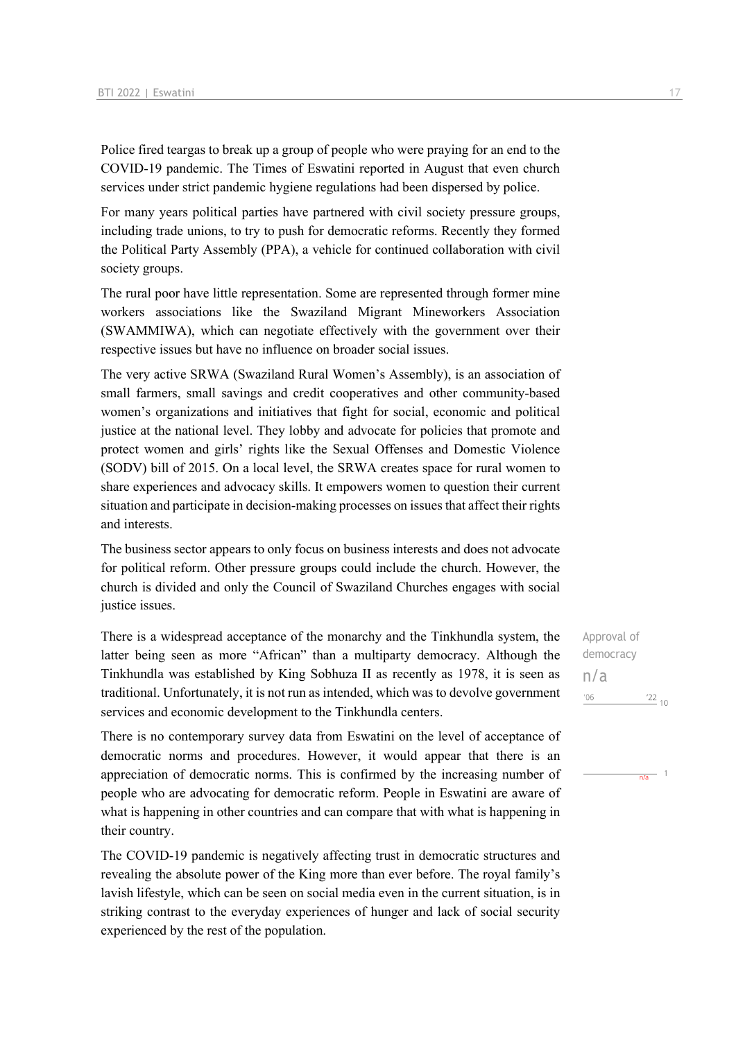Police fired teargas to break up a group of people who were praying for an end to the COVID-19 pandemic. The Times of Eswatini reported in August that even church services under strict pandemic hygiene regulations had been dispersed by police.

For many years political parties have partnered with civil society pressure groups, including trade unions, to try to push for democratic reforms. Recently they formed the Political Party Assembly (PPA), a vehicle for continued collaboration with civil society groups.

The rural poor have little representation. Some are represented through former mine workers associations like the Swaziland Migrant Mineworkers Association (SWAMMIWA), which can negotiate effectively with the government over their respective issues but have no influence on broader social issues.

The very active SRWA (Swaziland Rural Women's Assembly), is an association of small farmers, small savings and credit cooperatives and other community-based women's organizations and initiatives that fight for social, economic and political justice at the national level. They lobby and advocate for policies that promote and protect women and girls' rights like the Sexual Offenses and Domestic Violence (SODV) bill of 2015. On a local level, the SRWA creates space for rural women to share experiences and advocacy skills. It empowers women to question their current situation and participate in decision-making processes on issues that affect their rights and interests.

The business sector appears to only focus on business interests and does not advocate for political reform. Other pressure groups could include the church. However, the church is divided and only the Council of Swaziland Churches engages with social justice issues.

Approval of democracy
n/a

There is a widespread acceptance of the monarchy and the Tinkhundla system, the latter being seen as more "African" than a multiparty democracy. Although the Tinkhundla was established by King Sobhuza II as recently as 1978, it is seen as traditional. Unfortunately, it is not run as intended, which was to devolve government services and economic development to the Tinkhundla centers.

There is no contemporary survey data from Eswatini on the level of acceptance of democratic norms and procedures. However, it would appear that there is an appreciation of democratic norms. This is confirmed by the increasing number of people who are advocating for democratic reform. People in Eswatini are aware of what is happening in other countries and can compare that with what is happening in their country.

The COVID-19 pandemic is negatively affecting trust in democratic structures and revealing the absolute power of the King more than ever before. The royal family's lavish lifestyle, which can be seen on social media even in the current situation, is in striking contrast to the everyday experiences of hunger and lack of social security experienced by the rest of the population.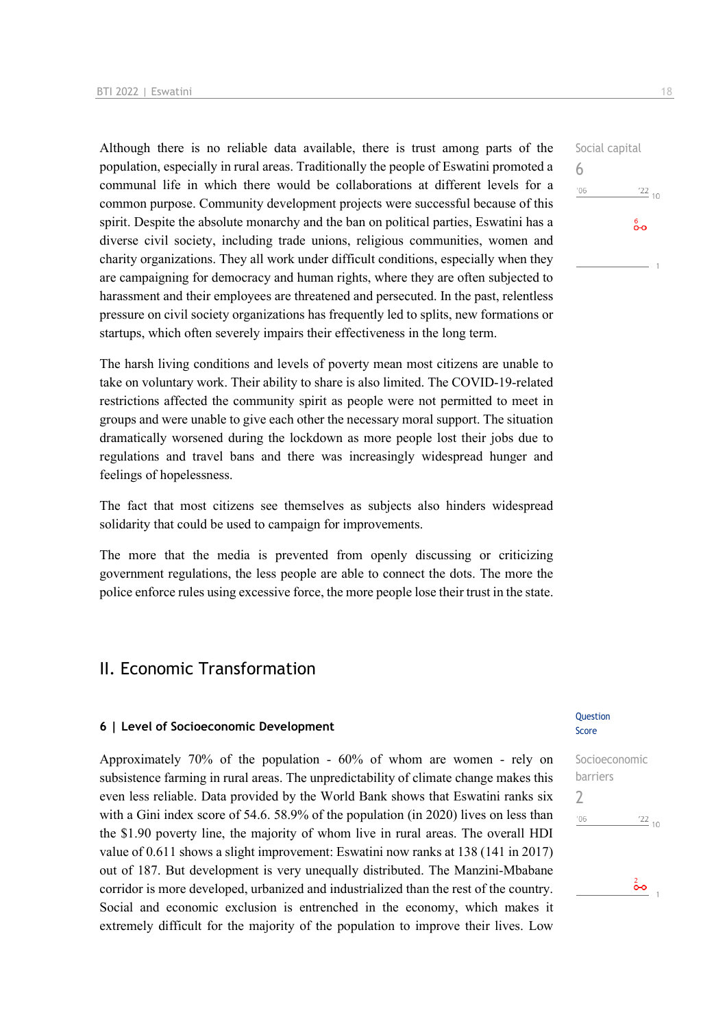Although there is no reliable data available, there is trust among parts of the population, especially in rural areas. Traditionally the people of Eswatini promoted a communal life in which there would be collaborations at different levels for a common purpose. Community development projects were successful because of this spirit. Despite the absolute monarchy and the ban on political parties, Eswatini has a diverse civil society, including trade unions, religious communities, women and charity organizations. They all work under difficult conditions, especially when they are campaigning for democracy and human rights, where they are often subjected to harassment and their employees are threatened and persecuted. In the past, relentless pressure on civil society organizations has frequently led to splits, new formations or startups, which often severely impairs their effectiveness in the long term.

Social capital
6

The harsh living conditions and levels of poverty mean most citizens are unable to take on voluntary work. Their ability to share is also limited. The COVID-19-related restrictions affected the community spirit as people were not permitted to meet in groups and were unable to give each other the necessary moral support. The situation dramatically worsened during the lockdown as more people lost their jobs due to regulations and travel bans and there was increasingly widespread hunger and feelings of hopelessness.

The fact that most citizens see themselves as subjects also hinders widespread solidarity that could be used to campaign for improvements.

The more that the media is prevented from openly discussing or criticizing government regulations, the less people are able to connect the dots. The more the police enforce rules using excessive force, the more people lose their trust in the state.

## II. Economic Transformation

### 6 | Level of Socioeconomic Development

Question Score

Approximately 70% of the population - 60% of whom are women - rely on subsistence farming in rural areas. The unpredictability of climate change makes this even less reliable. Data provided by the World Bank shows that Eswatini ranks six with a Gini index score of 54.6. 58.9% of the population (in 2020) lives on less than the $1.90 poverty line, the majority of whom live in rural areas. The overall HDI value of 0.611 shows a slight improvement: Eswatini now ranks at 138 (141 in 2017) out of 187. But development is very unequally distributed. The Manzini-Mbabane corridor is more developed, urbanized and industrialized than the rest of the country. Social and economic exclusion is entrenched in the economy, which makes it extremely difficult for the majority of the population to improve their lives. Low

Socioeconomic barriers
2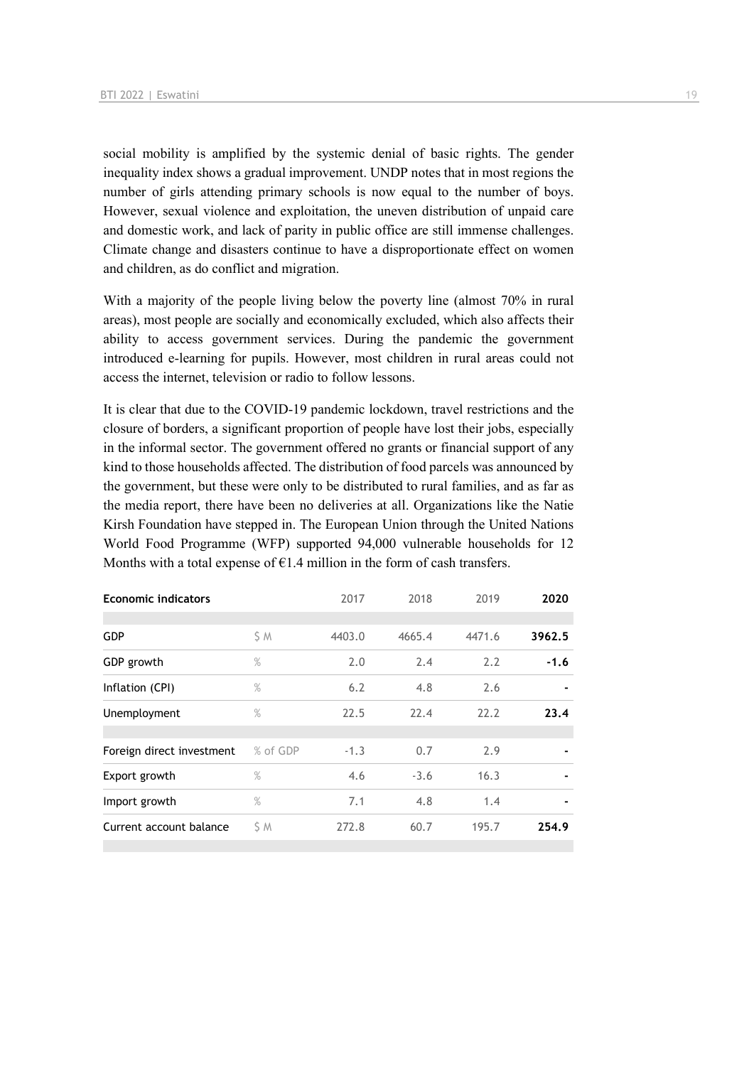social mobility is amplified by the systemic denial of basic rights. The gender inequality index shows a gradual improvement. UNDP notes that in most regions the number of girls attending primary schools is now equal to the number of boys. However, sexual violence and exploitation, the uneven distribution of unpaid care and domestic work, and lack of parity in public office are still immense challenges. Climate change and disasters continue to have a disproportionate effect on women and children, as do conflict and migration.

With a majority of the people living below the poverty line (almost 70% in rural areas), most people are socially and economically excluded, which also affects their ability to access government services. During the pandemic the government introduced e-learning for pupils. However, most children in rural areas could not access the internet, television or radio to follow lessons.

It is clear that due to the COVID-19 pandemic lockdown, travel restrictions and the closure of borders, a significant proportion of people have lost their jobs, especially in the informal sector. The government offered no grants or financial support of any kind to those households affected. The distribution of food parcels was announced by the government, but these were only to be distributed to rural families, and as far as the media report, there have been no deliveries at all. Organizations like the Natie Kirsh Foundation have stepped in. The European Union through the United Nations World Food Programme (WFP) supported 94,000 vulnerable households for 12 Months with a total expense of €1.4 million in the form of cash transfers.

| Economic indicators | | 2017 | 2018 | 2019 | **2020** |
|---|---|---|---|---|---|
| GDP | $ M | 4403.0 | 4665.4 | 4471.6 | **3962.5** |
| GDP growth | % | 2.0 | 2.4 | 2.2 | **-1.6** |
| Inflation (CPI) | % | 6.2 | 4.8 | 2.6 | **-** |
| Unemployment | % | 22.5 | 22.4 | 22.2 | **23.4** |
| Foreign direct investment | % of GDP | -1.3 | 0.7 | 2.9 | **-** |
| Export growth | % | 4.6 | -3.6 | 16.3 | **-** |
| Import growth | % | 7.1 | 4.8 | 1.4 | **-** |
| Current account balance | $ M | 272.8 | 60.7 | 195.7 | **254.9** |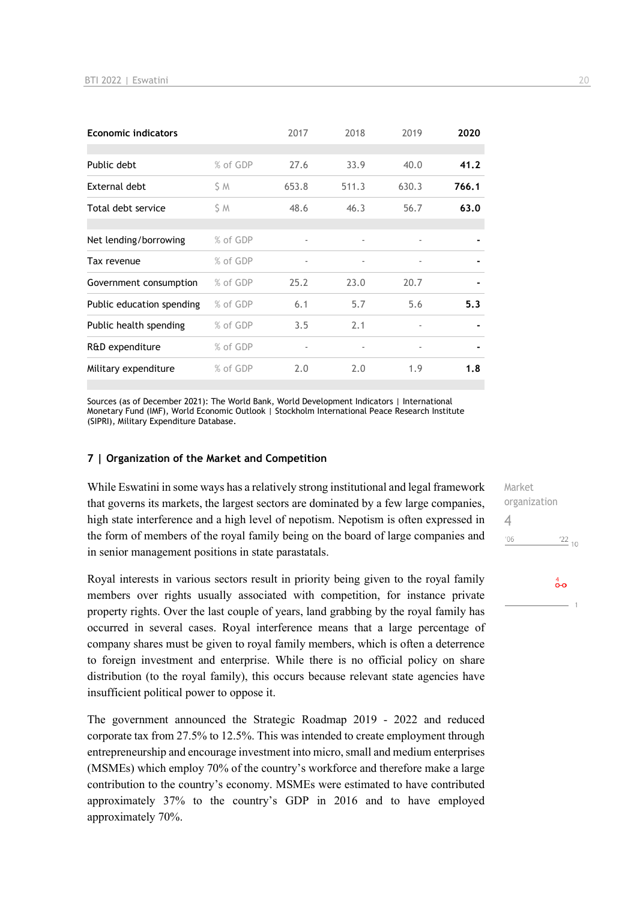| Economic indicators | | 2017 | 2018 | 2019 | 2020 |
|---|---|---|---|---|---|
| Public debt | % of GDP | 27.6 | 33.9 | 40.0 | **41.2** |
| External debt | $ M | 653.8 | 511.3 | 630.3 | **766.1** |
| Total debt service | $ M | 48.6 | 46.3 | 56.7 | **63.0** |
| Net lending/borrowing | % of GDP | - | - | - | **-** |
| Tax revenue | % of GDP | - | - | - | **-** |
| Government consumption | % of GDP | 25.2 | 23.0 | 20.7 | **-** |
| Public education spending | % of GDP | 6.1 | 5.7 | 5.6 | **5.3** |
| Public health spending | % of GDP | 3.5 | 2.1 | - | **-** |
| R&D expenditure | % of GDP | - | - | - | **-** |
| Military expenditure | % of GDP | 2.0 | 2.0 | 1.9 | **1.8** |

Sources (as of December 2021): The World Bank, World Development Indicators | International Monetary Fund (IMF), World Economic Outlook | Stockholm International Peace Research Institute (SIPRI), Military Expenditure Database.

## 7 | Organization of the Market and Competition

Market organization
4

While Eswatini in some ways has a relatively strong institutional and legal framework that governs its markets, the largest sectors are dominated by a few large companies, high state interference and a high level of nepotism. Nepotism is often expressed in the form of members of the royal family being on the board of large companies and in senior management positions in state parastatals.

Royal interests in various sectors result in priority being given to the royal family members over rights usually associated with competition, for instance private property rights. Over the last couple of years, land grabbing by the royal family has occurred in several cases. Royal interference means that a large percentage of company shares must be given to royal family members, which is often a deterrence to foreign investment and enterprise. While there is no official policy on share distribution (to the royal family), this occurs because relevant state agencies have insufficient political power to oppose it.

The government announced the Strategic Roadmap 2019 - 2022 and reduced corporate tax from 27.5% to 12.5%. This was intended to create employment through entrepreneurship and encourage investment into micro, small and medium enterprises (MSMEs) which employ 70% of the country's workforce and therefore make a large contribution to the country's economy. MSMEs were estimated to have contributed approximately 37% to the country's GDP in 2016 and to have employed approximately 70%.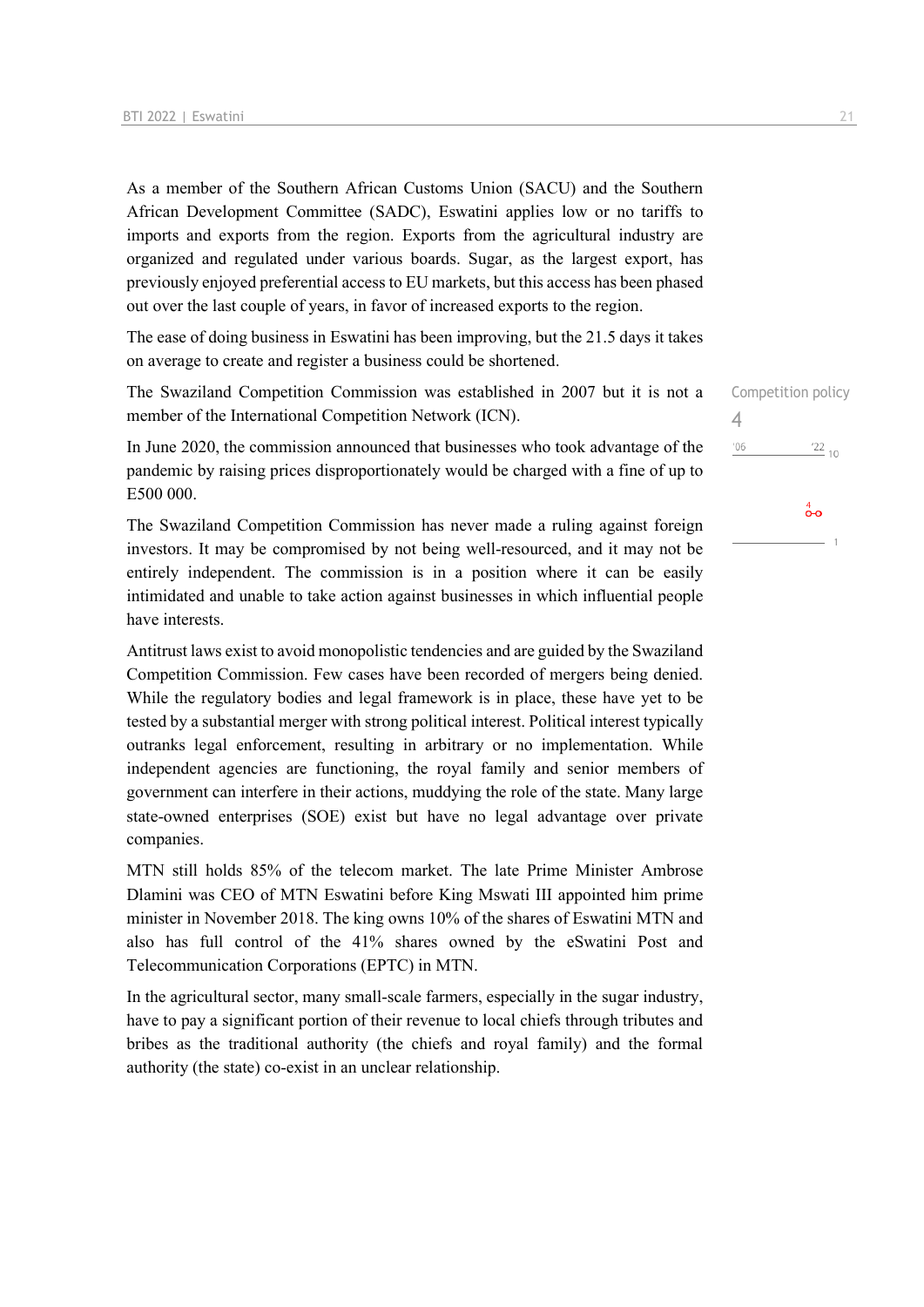As a member of the Southern African Customs Union (SACU) and the Southern African Development Committee (SADC), Eswatini applies low or no tariffs to imports and exports from the region. Exports from the agricultural industry are organized and regulated under various boards. Sugar, as the largest export, has previously enjoyed preferential access to EU markets, but this access has been phased out over the last couple of years, in favor of increased exports to the region.

The ease of doing business in Eswatini has been improving, but the 21.5 days it takes on average to create and register a business could be shortened.

Competition policy
4

The Swaziland Competition Commission was established in 2007 but it is not a member of the International Competition Network (ICN).

In June 2020, the commission announced that businesses who took advantage of the pandemic by raising prices disproportionately would be charged with a fine of up to E500 000.

The Swaziland Competition Commission has never made a ruling against foreign investors. It may be compromised by not being well-resourced, and it may not be entirely independent. The commission is in a position where it can be easily intimidated and unable to take action against businesses in which influential people have interests.

Antitrust laws exist to avoid monopolistic tendencies and are guided by the Swaziland Competition Commission. Few cases have been recorded of mergers being denied. While the regulatory bodies and legal framework is in place, these have yet to be tested by a substantial merger with strong political interest. Political interest typically outranks legal enforcement, resulting in arbitrary or no implementation. While independent agencies are functioning, the royal family and senior members of government can interfere in their actions, muddying the role of the state. Many large state-owned enterprises (SOE) exist but have no legal advantage over private companies.

MTN still holds 85% of the telecom market. The late Prime Minister Ambrose Dlamini was CEO of MTN Eswatini before King Mswati III appointed him prime minister in November 2018. The king owns 10% of the shares of Eswatini MTN and also has full control of the 41% shares owned by the eSwatini Post and Telecommunication Corporations (EPTC) in MTN.

In the agricultural sector, many small-scale farmers, especially in the sugar industry, have to pay a significant portion of their revenue to local chiefs through tributes and bribes as the traditional authority (the chiefs and royal family) and the formal authority (the state) co-exist in an unclear relationship.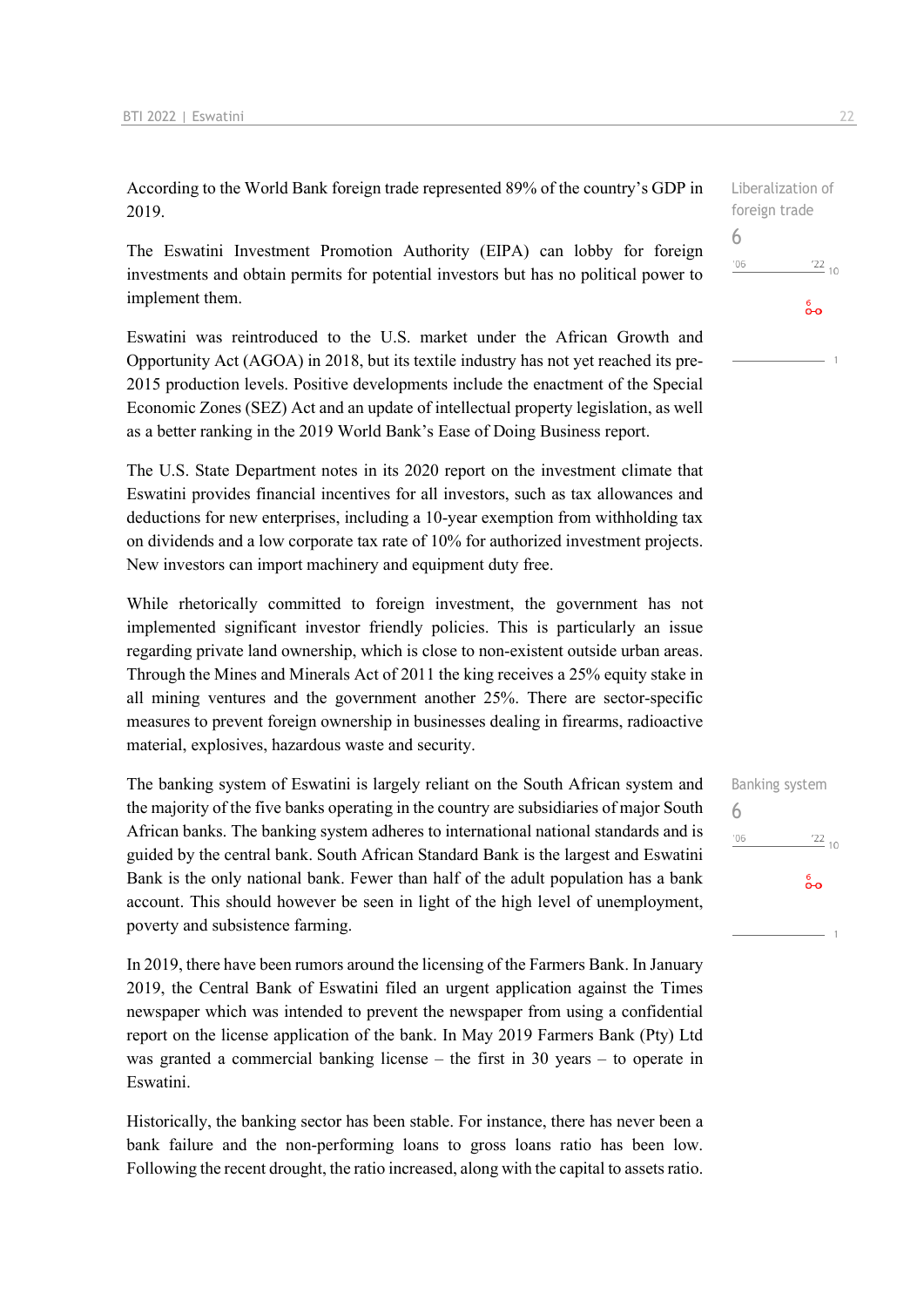According to the World Bank foreign trade represented 89% of the country's GDP in 2019.

Liberalization of foreign trade
6

The Eswatini Investment Promotion Authority (EIPA) can lobby for foreign investments and obtain permits for potential investors but has no political power to implement them.

Eswatini was reintroduced to the U.S. market under the African Growth and Opportunity Act (AGOA) in 2018, but its textile industry has not yet reached its pre-2015 production levels. Positive developments include the enactment of the Special Economic Zones (SEZ) Act and an update of intellectual property legislation, as well as a better ranking in the 2019 World Bank's Ease of Doing Business report.

The U.S. State Department notes in its 2020 report on the investment climate that Eswatini provides financial incentives for all investors, such as tax allowances and deductions for new enterprises, including a 10-year exemption from withholding tax on dividends and a low corporate tax rate of 10% for authorized investment projects. New investors can import machinery and equipment duty free.

While rhetorically committed to foreign investment, the government has not implemented significant investor friendly policies. This is particularly an issue regarding private land ownership, which is close to non-existent outside urban areas. Through the Mines and Minerals Act of 2011 the king receives a 25% equity stake in all mining ventures and the government another 25%. There are sector-specific measures to prevent foreign ownership in businesses dealing in firearms, radioactive material, explosives, hazardous waste and security.

Banking system
6

The banking system of Eswatini is largely reliant on the South African system and the majority of the five banks operating in the country are subsidiaries of major South African banks. The banking system adheres to international national standards and is guided by the central bank. South African Standard Bank is the largest and Eswatini Bank is the only national bank. Fewer than half of the adult population has a bank account. This should however be seen in light of the high level of unemployment, poverty and subsistence farming.

In 2019, there have been rumors around the licensing of the Farmers Bank. In January 2019, the Central Bank of Eswatini filed an urgent application against the Times newspaper which was intended to prevent the newspaper from using a confidential report on the license application of the bank. In May 2019 Farmers Bank (Pty) Ltd was granted a commercial banking license – the first in 30 years – to operate in Eswatini.

Historically, the banking sector has been stable. For instance, there has never been a bank failure and the non-performing loans to gross loans ratio has been low. Following the recent drought, the ratio increased, along with the capital to assets ratio.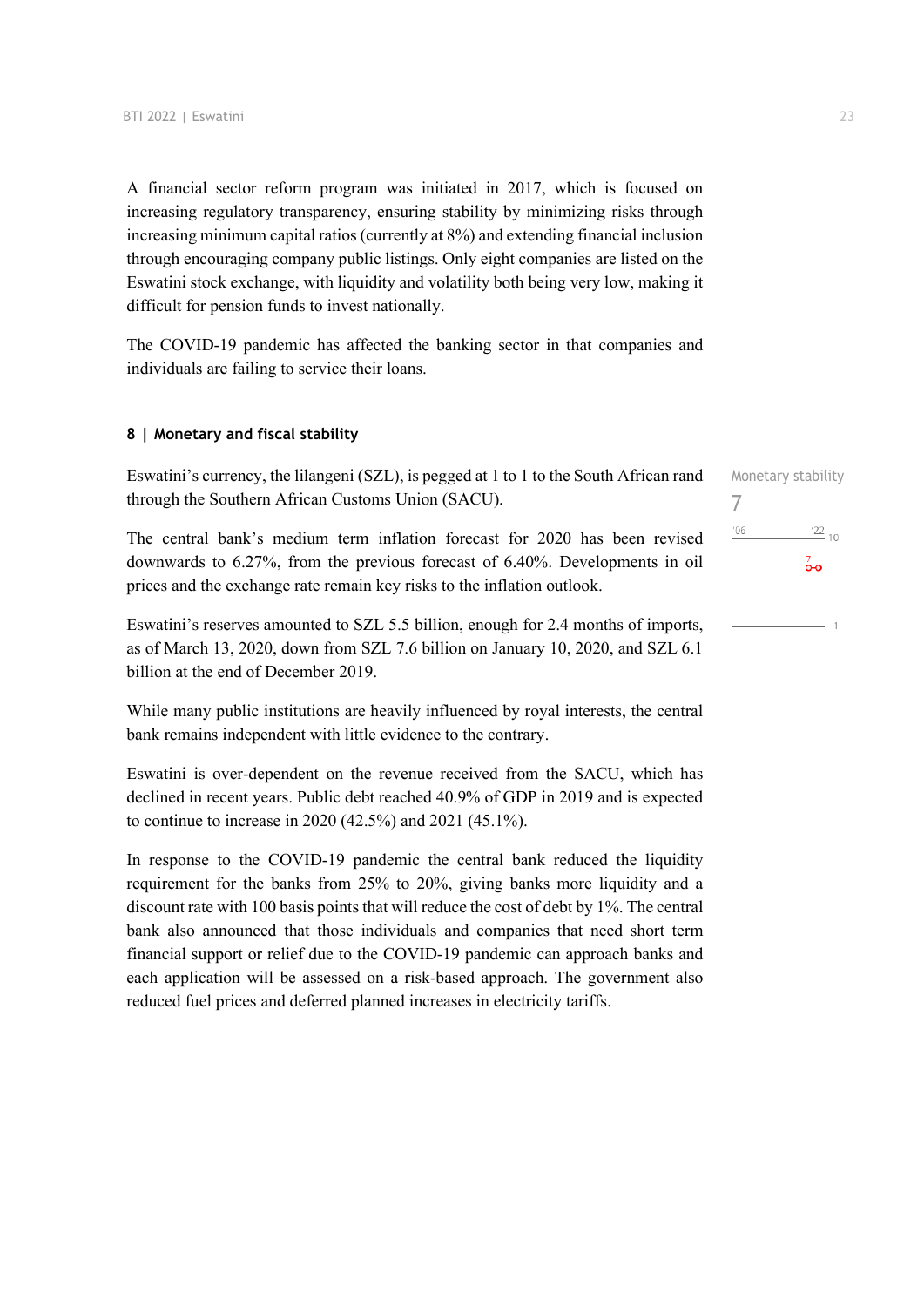A financial sector reform program was initiated in 2017, which is focused on increasing regulatory transparency, ensuring stability by minimizing risks through increasing minimum capital ratios (currently at 8%) and extending financial inclusion through encouraging company public listings. Only eight companies are listed on the Eswatini stock exchange, with liquidity and volatility both being very low, making it difficult for pension funds to invest nationally.

The COVID-19 pandemic has affected the banking sector in that companies and individuals are failing to service their loans.

#### 8 | Monetary and fiscal stability

Monetary stability
7

Eswatini's currency, the lilangeni (SZL), is pegged at 1 to 1 to the South African rand through the Southern African Customs Union (SACU).

The central bank's medium term inflation forecast for 2020 has been revised downwards to 6.27%, from the previous forecast of 6.40%. Developments in oil prices and the exchange rate remain key risks to the inflation outlook.

Eswatini's reserves amounted to SZL 5.5 billion, enough for 2.4 months of imports, as of March 13, 2020, down from SZL 7.6 billion on January 10, 2020, and SZL 6.1 billion at the end of December 2019.

While many public institutions are heavily influenced by royal interests, the central bank remains independent with little evidence to the contrary.

Eswatini is over-dependent on the revenue received from the SACU, which has declined in recent years. Public debt reached 40.9% of GDP in 2019 and is expected to continue to increase in 2020 (42.5%) and 2021 (45.1%).

In response to the COVID-19 pandemic the central bank reduced the liquidity requirement for the banks from 25% to 20%, giving banks more liquidity and a discount rate with 100 basis points that will reduce the cost of debt by 1%. The central bank also announced that those individuals and companies that need short term financial support or relief due to the COVID-19 pandemic can approach banks and each application will be assessed on a risk-based approach. The government also reduced fuel prices and deferred planned increases in electricity tariffs.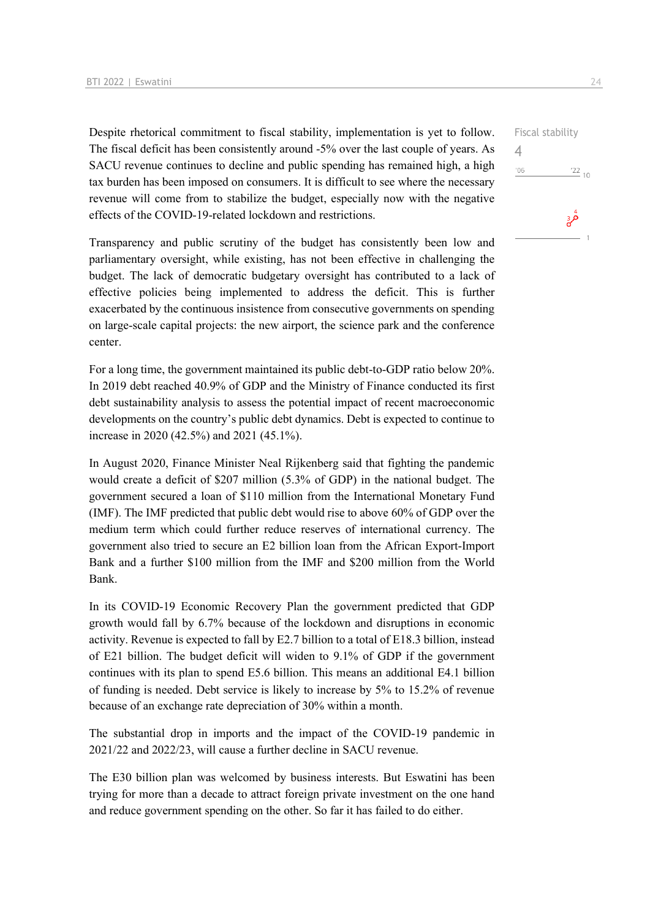Fiscal stability

4

Despite rhetorical commitment to fiscal stability, implementation is yet to follow. The fiscal deficit has been consistently around -5% over the last couple of years. As SACU revenue continues to decline and public spending has remained high, a high tax burden has been imposed on consumers. It is difficult to see where the necessary revenue will come from to stabilize the budget, especially now with the negative effects of the COVID-19-related lockdown and restrictions.

Transparency and public scrutiny of the budget has consistently been low and parliamentary oversight, while existing, has not been effective in challenging the budget. The lack of democratic budgetary oversight has contributed to a lack of effective policies being implemented to address the deficit. This is further exacerbated by the continuous insistence from consecutive governments on spending on large-scale capital projects: the new airport, the science park and the conference center.

For a long time, the government maintained its public debt-to-GDP ratio below 20%. In 2019 debt reached 40.9% of GDP and the Ministry of Finance conducted its first debt sustainability analysis to assess the potential impact of recent macroeconomic developments on the country's public debt dynamics. Debt is expected to continue to increase in 2020 (42.5%) and 2021 (45.1%).

In August 2020, Finance Minister Neal Rijkenberg said that fighting the pandemic would create a deficit of $207 million (5.3% of GDP) in the national budget. The government secured a loan of $110 million from the International Monetary Fund (IMF). The IMF predicted that public debt would rise to above 60% of GDP over the medium term which could further reduce reserves of international currency. The government also tried to secure an E2 billion loan from the African Export-Import Bank and a further $100 million from the IMF and $200 million from the World Bank.

In its COVID-19 Economic Recovery Plan the government predicted that GDP growth would fall by 6.7% because of the lockdown and disruptions in economic activity. Revenue is expected to fall by E2.7 billion to a total of E18.3 billion, instead of E21 billion. The budget deficit will widen to 9.1% of GDP if the government continues with its plan to spend E5.6 billion. This means an additional E4.1 billion of funding is needed. Debt service is likely to increase by 5% to 15.2% of revenue because of an exchange rate depreciation of 30% within a month.

The substantial drop in imports and the impact of the COVID-19 pandemic in 2021/22 and 2022/23, will cause a further decline in SACU revenue.

The E30 billion plan was welcomed by business interests. But Eswatini has been trying for more than a decade to attract foreign private investment on the one hand and reduce government spending on the other. So far it has failed to do either.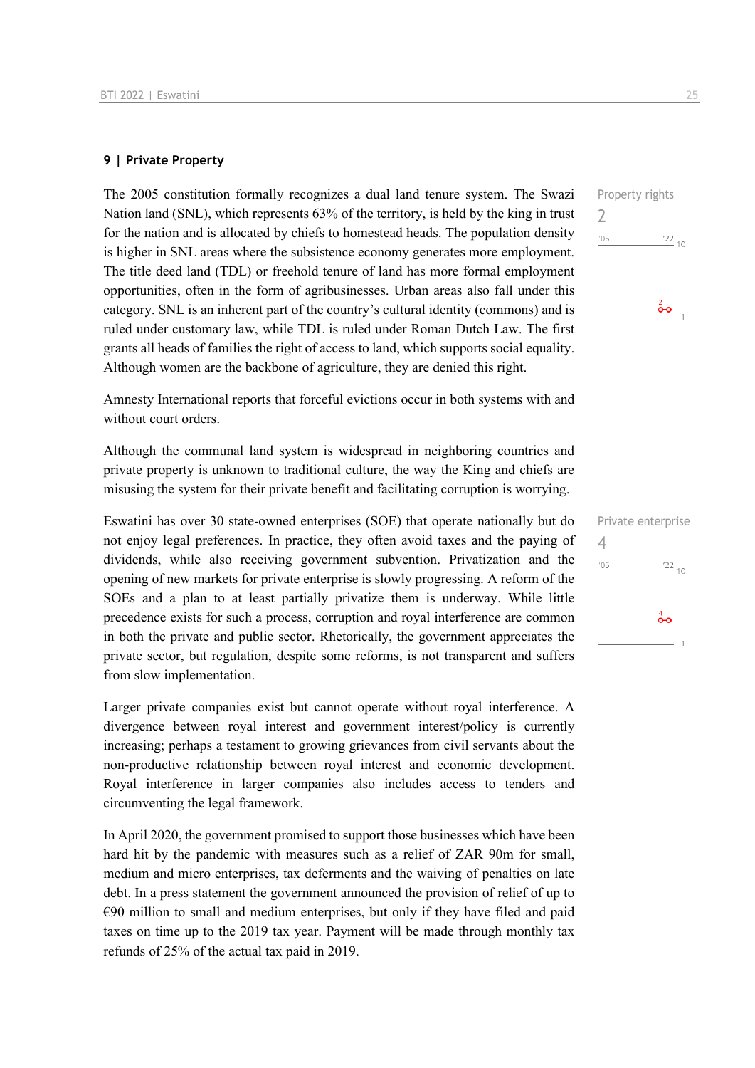## 9 | Private Property

Property rights

2

The 2005 constitution formally recognizes a dual land tenure system. The Swazi Nation land (SNL), which represents 63% of the territory, is held by the king in trust for the nation and is allocated by chiefs to homestead heads. The population density is higher in SNL areas where the subsistence economy generates more employment. The title deed land (TDL) or freehold tenure of land has more formal employment opportunities, often in the form of agribusinesses. Urban areas also fall under this category. SNL is an inherent part of the country's cultural identity (commons) and is ruled under customary law, while TDL is ruled under Roman Dutch Law. The first grants all heads of families the right of access to land, which supports social equality. Although women are the backbone of agriculture, they are denied this right.

Amnesty International reports that forceful evictions occur in both systems with and without court orders.

Although the communal land system is widespread in neighboring countries and private property is unknown to traditional culture, the way the King and chiefs are misusing the system for their private benefit and facilitating corruption is worrying.

Private enterprise

4

Eswatini has over 30 state-owned enterprises (SOE) that operate nationally but do not enjoy legal preferences. In practice, they often avoid taxes and the paying of dividends, while also receiving government subvention. Privatization and the opening of new markets for private enterprise is slowly progressing. A reform of the SOEs and a plan to at least partially privatize them is underway. While little precedence exists for such a process, corruption and royal interference are common in both the private and public sector. Rhetorically, the government appreciates the private sector, but regulation, despite some reforms, is not transparent and suffers from slow implementation.

Larger private companies exist but cannot operate without royal interference. A divergence between royal interest and government interest/policy is currently increasing; perhaps a testament to growing grievances from civil servants about the non-productive relationship between royal interest and economic development. Royal interference in larger companies also includes access to tenders and circumventing the legal framework.

In April 2020, the government promised to support those businesses which have been hard hit by the pandemic with measures such as a relief of ZAR 90m for small, medium and micro enterprises, tax deferments and the waiving of penalties on late debt. In a press statement the government announced the provision of relief of up to €90 million to small and medium enterprises, but only if they have filed and paid taxes on time up to the 2019 tax year. Payment will be made through monthly tax refunds of 25% of the actual tax paid in 2019.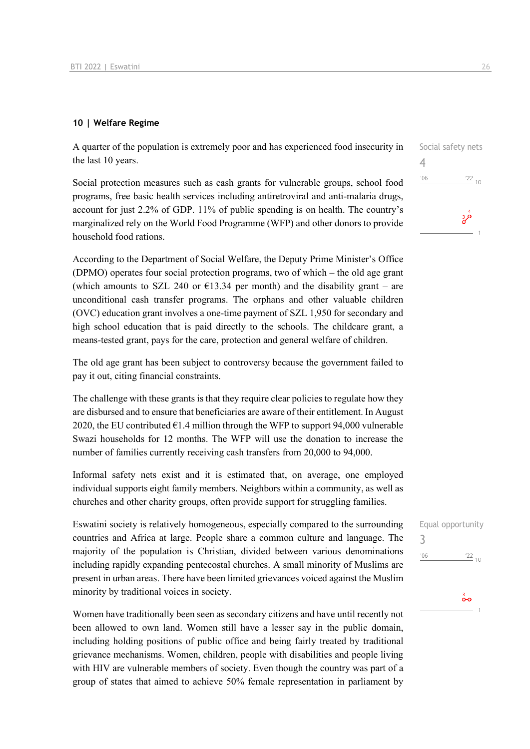## 10 | Welfare Regime

Social safety nets

4

A quarter of the population is extremely poor and has experienced food insecurity in the last 10 years.

Social protection measures such as cash grants for vulnerable groups, school food programs, free basic health services including antiretroviral and anti-malaria drugs, account for just 2.2% of GDP. 11% of public spending is on health. The country's marginalized rely on the World Food Programme (WFP) and other donors to provide household food rations.

According to the Department of Social Welfare, the Deputy Prime Minister's Office (DPMO) operates four social protection programs, two of which – the old age grant (which amounts to SZL 240 or €13.34 per month) and the disability grant – are unconditional cash transfer programs. The orphans and other valuable children (OVC) education grant involves a one-time payment of SZL 1,950 for secondary and high school education that is paid directly to the schools. The childcare grant, a means-tested grant, pays for the care, protection and general welfare of children.

The old age grant has been subject to controversy because the government failed to pay it out, citing financial constraints.

The challenge with these grants is that they require clear policies to regulate how they are disbursed and to ensure that beneficiaries are aware of their entitlement. In August 2020, the EU contributed €1.4 million through the WFP to support 94,000 vulnerable Swazi households for 12 months. The WFP will use the donation to increase the number of families currently receiving cash transfers from 20,000 to 94,000.

Informal safety nets exist and it is estimated that, on average, one employed individual supports eight family members. Neighbors within a community, as well as churches and other charity groups, often provide support for struggling families.

Equal opportunity

3

Eswatini society is relatively homogeneous, especially compared to the surrounding countries and Africa at large. People share a common culture and language. The majority of the population is Christian, divided between various denominations including rapidly expanding pentecostal churches. A small minority of Muslims are present in urban areas. There have been limited grievances voiced against the Muslim minority by traditional voices in society.

Women have traditionally been seen as secondary citizens and have until recently not been allowed to own land. Women still have a lesser say in the public domain, including holding positions of public office and being fairly treated by traditional grievance mechanisms. Women, children, people with disabilities and people living with HIV are vulnerable members of society. Even though the country was part of a group of states that aimed to achieve 50% female representation in parliament by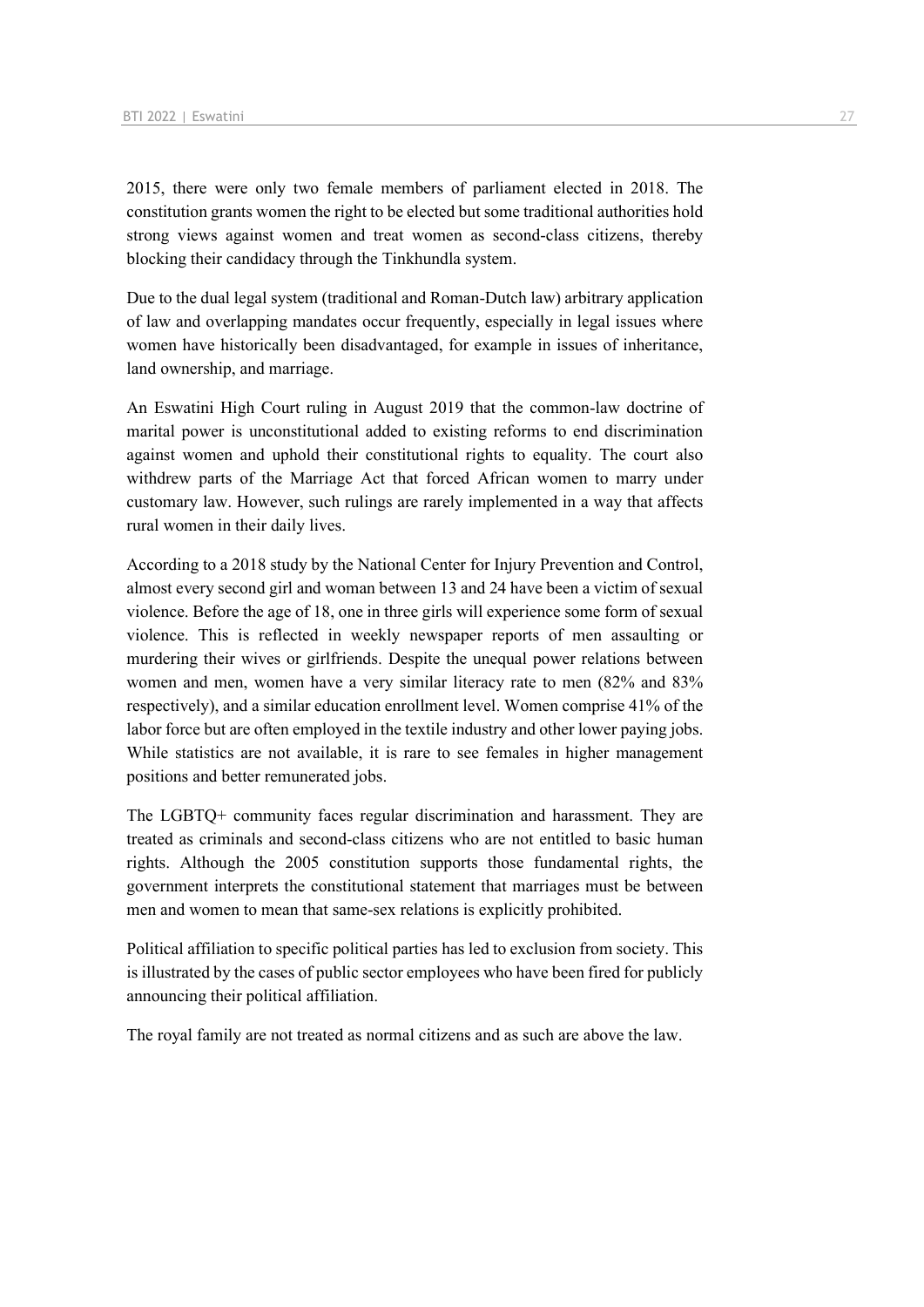2015, there were only two female members of parliament elected in 2018. The constitution grants women the right to be elected but some traditional authorities hold strong views against women and treat women as second-class citizens, thereby blocking their candidacy through the Tinkhundla system.

Due to the dual legal system (traditional and Roman-Dutch law) arbitrary application of law and overlapping mandates occur frequently, especially in legal issues where women have historically been disadvantaged, for example in issues of inheritance, land ownership, and marriage.

An Eswatini High Court ruling in August 2019 that the common-law doctrine of marital power is unconstitutional added to existing reforms to end discrimination against women and uphold their constitutional rights to equality. The court also withdrew parts of the Marriage Act that forced African women to marry under customary law. However, such rulings are rarely implemented in a way that affects rural women in their daily lives.

According to a 2018 study by the National Center for Injury Prevention and Control, almost every second girl and woman between 13 and 24 have been a victim of sexual violence. Before the age of 18, one in three girls will experience some form of sexual violence. This is reflected in weekly newspaper reports of men assaulting or murdering their wives or girlfriends. Despite the unequal power relations between women and men, women have a very similar literacy rate to men (82% and 83% respectively), and a similar education enrollment level. Women comprise 41% of the labor force but are often employed in the textile industry and other lower paying jobs. While statistics are not available, it is rare to see females in higher management positions and better remunerated jobs.

The LGBTQ+ community faces regular discrimination and harassment. They are treated as criminals and second-class citizens who are not entitled to basic human rights. Although the 2005 constitution supports those fundamental rights, the government interprets the constitutional statement that marriages must be between men and women to mean that same-sex relations is explicitly prohibited.

Political affiliation to specific political parties has led to exclusion from society. This is illustrated by the cases of public sector employees who have been fired for publicly announcing their political affiliation.

The royal family are not treated as normal citizens and as such are above the law.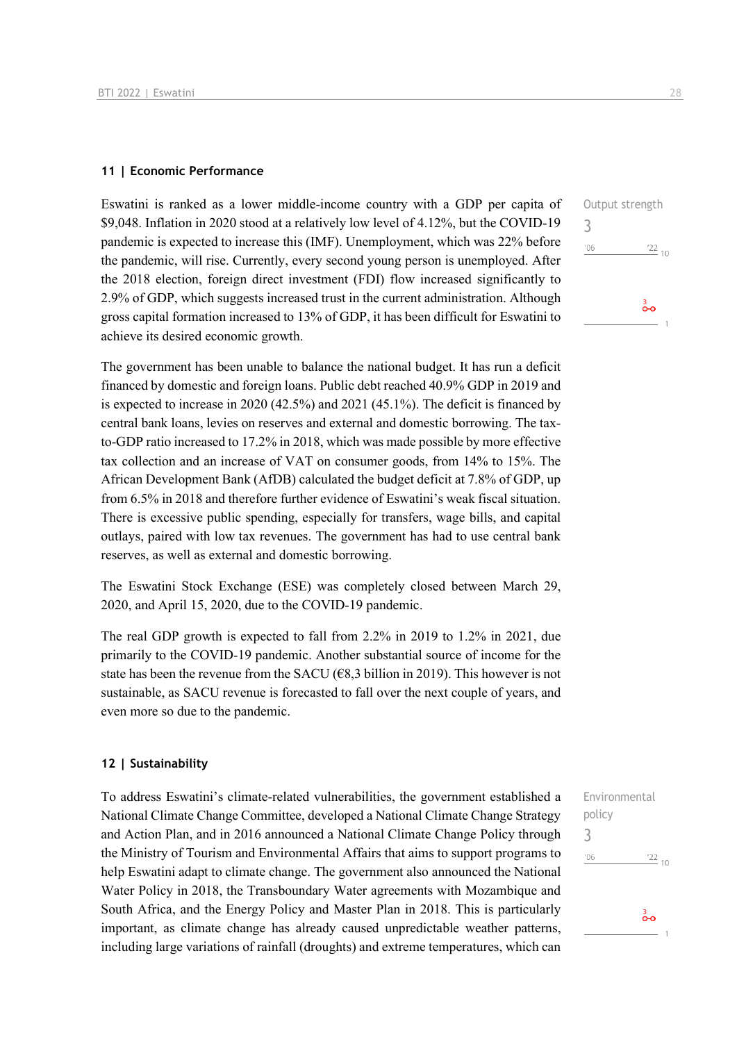## 11 | Economic Performance

Output strength
3

'06 '22 10

Eswatini is ranked as a lower middle-income country with a GDP per capita of $9,048. Inflation in 2020 stood at a relatively low level of 4.12%, but the COVID-19 pandemic is expected to increase this (IMF). Unemployment, which was 22% before the pandemic, will rise. Currently, every second young person is unemployed. After the 2018 election, foreign direct investment (FDI) flow increased significantly to 2.9% of GDP, which suggests increased trust in the current administration. Although gross capital formation increased to 13% of GDP, it has been difficult for Eswatini to achieve its desired economic growth.

The government has been unable to balance the national budget. It has run a deficit financed by domestic and foreign loans. Public debt reached 40.9% GDP in 2019 and is expected to increase in 2020 (42.5%) and 2021 (45.1%). The deficit is financed by central bank loans, levies on reserves and external and domestic borrowing. The tax-to-GDP ratio increased to 17.2% in 2018, which was made possible by more effective tax collection and an increase of VAT on consumer goods, from 14% to 15%. The African Development Bank (AfDB) calculated the budget deficit at 7.8% of GDP, up from 6.5% in 2018 and therefore further evidence of Eswatini's weak fiscal situation. There is excessive public spending, especially for transfers, wage bills, and capital outlays, paired with low tax revenues. The government has had to use central bank reserves, as well as external and domestic borrowing.

The Eswatini Stock Exchange (ESE) was completely closed between March 29, 2020, and April 15, 2020, due to the COVID-19 pandemic.

The real GDP growth is expected to fall from 2.2% in 2019 to 1.2% in 2021, due primarily to the COVID-19 pandemic. Another substantial source of income for the state has been the revenue from the SACU (€8,3 billion in 2019). This however is not sustainable, as SACU revenue is forecasted to fall over the next couple of years, and even more so due to the pandemic.

## 12 | Sustainability

Environmental policy
3

'06 '22 10

To address Eswatini's climate-related vulnerabilities, the government established a National Climate Change Committee, developed a National Climate Change Strategy and Action Plan, and in 2016 announced a National Climate Change Policy through the Ministry of Tourism and Environmental Affairs that aims to support programs to help Eswatini adapt to climate change. The government also announced the National Water Policy in 2018, the Transboundary Water agreements with Mozambique and South Africa, and the Energy Policy and Master Plan in 2018. This is particularly important, as climate change has already caused unpredictable weather patterns, including large variations of rainfall (droughts) and extreme temperatures, which can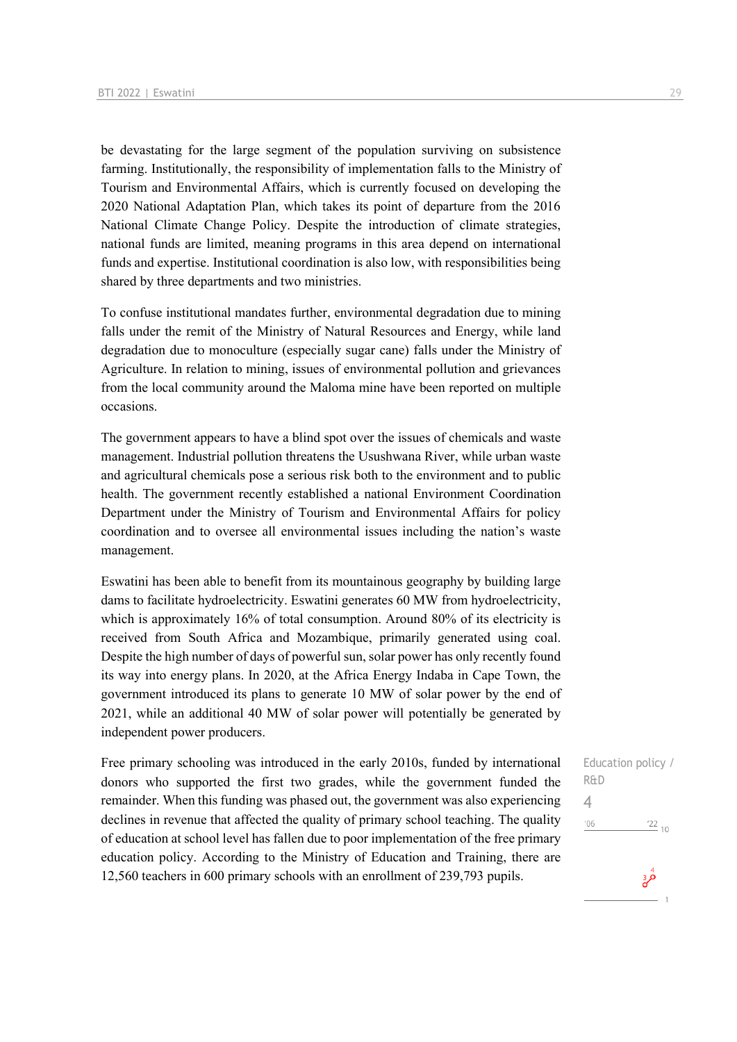be devastating for the large segment of the population surviving on subsistence farming. Institutionally, the responsibility of implementation falls to the Ministry of Tourism and Environmental Affairs, which is currently focused on developing the 2020 National Adaptation Plan, which takes its point of departure from the 2016 National Climate Change Policy. Despite the introduction of climate strategies, national funds are limited, meaning programs in this area depend on international funds and expertise. Institutional coordination is also low, with responsibilities being shared by three departments and two ministries.

To confuse institutional mandates further, environmental degradation due to mining falls under the remit of the Ministry of Natural Resources and Energy, while land degradation due to monoculture (especially sugar cane) falls under the Ministry of Agriculture. In relation to mining, issues of environmental pollution and grievances from the local community around the Maloma mine have been reported on multiple occasions.

The government appears to have a blind spot over the issues of chemicals and waste management. Industrial pollution threatens the Usushwana River, while urban waste and agricultural chemicals pose a serious risk both to the environment and to public health. The government recently established a national Environment Coordination Department under the Ministry of Tourism and Environmental Affairs for policy coordination and to oversee all environmental issues including the nation's waste management.

Eswatini has been able to benefit from its mountainous geography by building large dams to facilitate hydroelectricity. Eswatini generates 60 MW from hydroelectricity, which is approximately 16% of total consumption. Around 80% of its electricity is received from South Africa and Mozambique, primarily generated using coal. Despite the high number of days of powerful sun, solar power has only recently found its way into energy plans. In 2020, at the Africa Energy Indaba in Cape Town, the government introduced its plans to generate 10 MW of solar power by the end of 2021, while an additional 40 MW of solar power will potentially be generated by independent power producers.

Education policy / R&D

4

Free primary schooling was introduced in the early 2010s, funded by international donors who supported the first two grades, while the government funded the remainder. When this funding was phased out, the government was also experiencing declines in revenue that affected the quality of primary school teaching. The quality of education at school level has fallen due to poor implementation of the free primary education policy. According to the Ministry of Education and Training, there are 12,560 teachers in 600 primary schools with an enrollment of 239,793 pupils.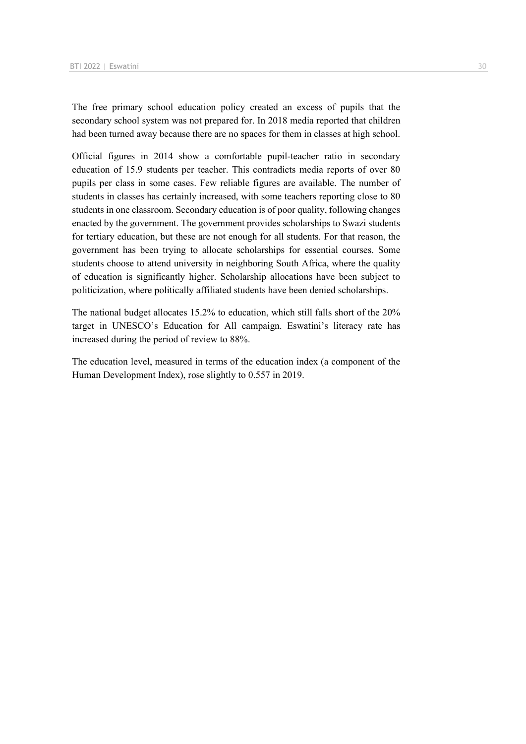The free primary school education policy created an excess of pupils that the secondary school system was not prepared for. In 2018 media reported that children had been turned away because there are no spaces for them in classes at high school.

Official figures in 2014 show a comfortable pupil-teacher ratio in secondary education of 15.9 students per teacher. This contradicts media reports of over 80 pupils per class in some cases. Few reliable figures are available. The number of students in classes has certainly increased, with some teachers reporting close to 80 students in one classroom. Secondary education is of poor quality, following changes enacted by the government. The government provides scholarships to Swazi students for tertiary education, but these are not enough for all students. For that reason, the government has been trying to allocate scholarships for essential courses. Some students choose to attend university in neighboring South Africa, where the quality of education is significantly higher. Scholarship allocations have been subject to politicization, where politically affiliated students have been denied scholarships.

The national budget allocates 15.2% to education, which still falls short of the 20% target in UNESCO's Education for All campaign. Eswatini's literacy rate has increased during the period of review to 88%.

The education level, measured in terms of the education index (a component of the Human Development Index), rose slightly to 0.557 in 2019.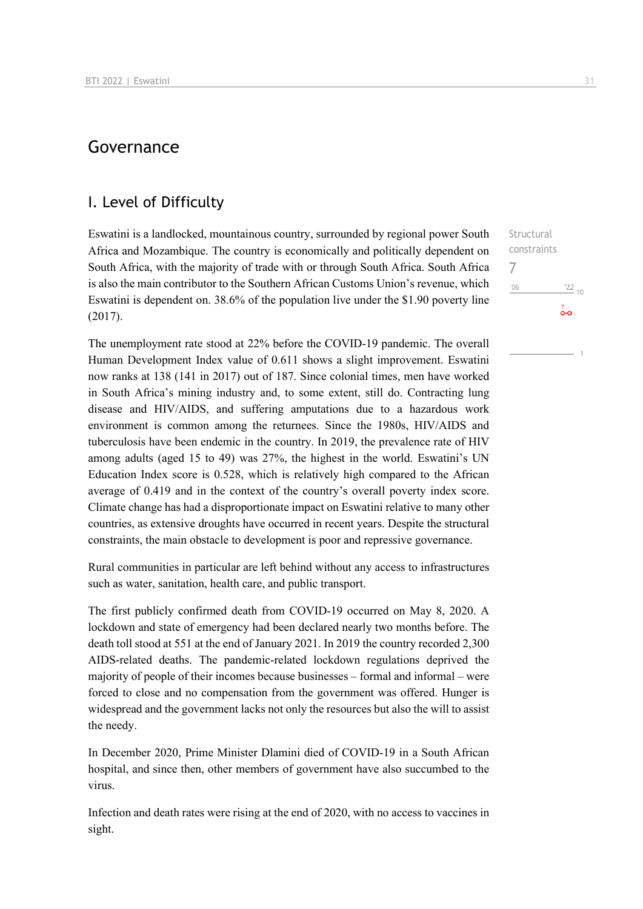# Governance

## I. Level of Difficulty

Structural constraints

7

'06 '22 10

7

1

Eswatini is a landlocked, mountainous country, surrounded by regional power South Africa and Mozambique. The country is economically and politically dependent on South Africa, with the majority of trade with or through South Africa. South Africa is also the main contributor to the Southern African Customs Union's revenue, which Eswatini is dependent on. 38.6% of the population live under the $1.90 poverty line (2017).

The unemployment rate stood at 22% before the COVID-19 pandemic. The overall Human Development Index value of 0.611 shows a slight improvement. Eswatini now ranks at 138 (141 in 2017) out of 187. Since colonial times, men have worked in South Africa's mining industry and, to some extent, still do. Contracting lung disease and HIV/AIDS, and suffering amputations due to a hazardous work environment is common among the returnees. Since the 1980s, HIV/AIDS and tuberculosis have been endemic in the country. In 2019, the prevalence rate of HIV among adults (aged 15 to 49) was 27%, the highest in the world. Eswatini's UN Education Index score is 0.528, which is relatively high compared to the African average of 0.419 and in the context of the country's overall poverty index score. Climate change has had a disproportionate impact on Eswatini relative to many other countries, as extensive droughts have occurred in recent years. Despite the structural constraints, the main obstacle to development is poor and repressive governance.

Rural communities in particular are left behind without any access to infrastructures such as water, sanitation, health care, and public transport.

The first publicly confirmed death from COVID-19 occurred on May 8, 2020. A lockdown and state of emergency had been declared nearly two months before. The death toll stood at 551 at the end of January 2021. In 2019 the country recorded 2,300 AIDS-related deaths. The pandemic-related lockdown regulations deprived the majority of people of their incomes because businesses – formal and informal – were forced to close and no compensation from the government was offered. Hunger is widespread and the government lacks not only the resources but also the will to assist the needy.

In December 2020, Prime Minister Dlamini died of COVID-19 in a South African hospital, and since then, other members of government have also succumbed to the virus.

Infection and death rates were rising at the end of 2020, with no access to vaccines in sight.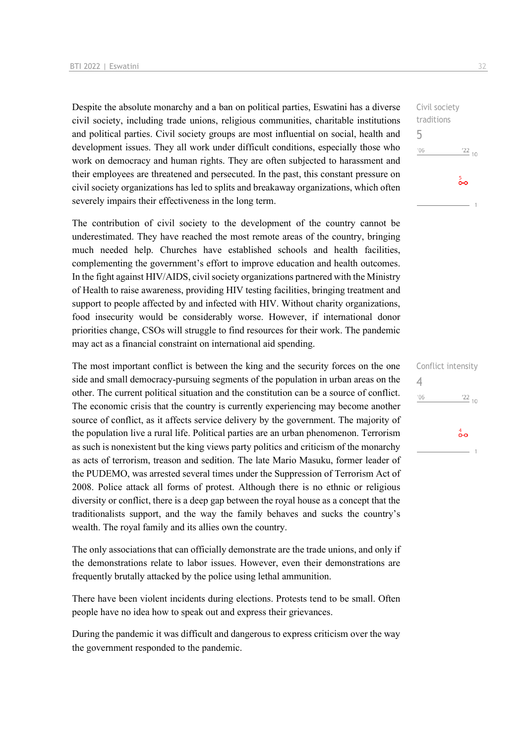Civil society traditions

5

Despite the absolute monarchy and a ban on political parties, Eswatini has a diverse civil society, including trade unions, religious communities, charitable institutions and political parties. Civil society groups are most influential on social, health and development issues. They all work under difficult conditions, especially those who work on democracy and human rights. They are often subjected to harassment and their employees are threatened and persecuted. In the past, this constant pressure on civil society organizations has led to splits and breakaway organizations, which often severely impairs their effectiveness in the long term.

The contribution of civil society to the development of the country cannot be underestimated. They have reached the most remote areas of the country, bringing much needed help. Churches have established schools and health facilities, complementing the government's effort to improve education and health outcomes. In the fight against HIV/AIDS, civil society organizations partnered with the Ministry of Health to raise awareness, providing HIV testing facilities, bringing treatment and support to people affected by and infected with HIV. Without charity organizations, food insecurity would be considerably worse. However, if international donor priorities change, CSOs will struggle to find resources for their work. The pandemic may act as a financial constraint on international aid spending.

Conflict intensity

4

The most important conflict is between the king and the security forces on the one side and small democracy-pursuing segments of the population in urban areas on the other. The current political situation and the constitution can be a source of conflict. The economic crisis that the country is currently experiencing may become another source of conflict, as it affects service delivery by the government. The majority of the population live a rural life. Political parties are an urban phenomenon. Terrorism as such is nonexistent but the king views party politics and criticism of the monarchy as acts of terrorism, treason and sedition. The late Mario Masuku, former leader of the PUDEMO, was arrested several times under the Suppression of Terrorism Act of 2008. Police attack all forms of protest. Although there is no ethnic or religious diversity or conflict, there is a deep gap between the royal house as a concept that the traditionalists support, and the way the family behaves and sucks the country's wealth. The royal family and its allies own the country.

The only associations that can officially demonstrate are the trade unions, and only if the demonstrations relate to labor issues. However, even their demonstrations are frequently brutally attacked by the police using lethal ammunition.

There have been violent incidents during elections. Protests tend to be small. Often people have no idea how to speak out and express their grievances.

During the pandemic it was difficult and dangerous to express criticism over the way the government responded to the pandemic.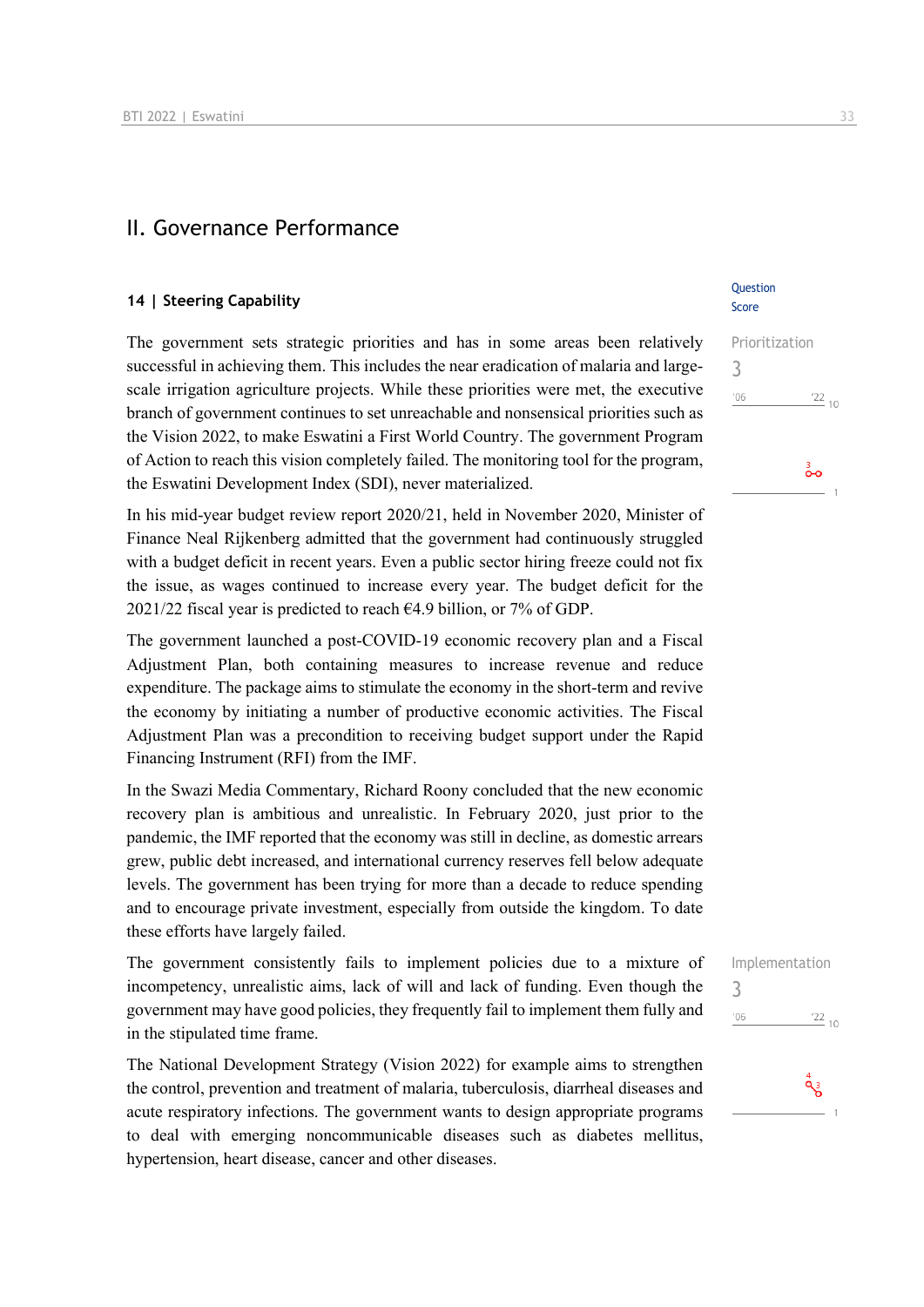# II. Governance Performance

## 14 | Steering Capability

Question Score

Prioritization
3

The government sets strategic priorities and has in some areas been relatively successful in achieving them. This includes the near eradication of malaria and large-scale irrigation agriculture projects. While these priorities were met, the executive branch of government continues to set unreachable and nonsensical priorities such as the Vision 2022, to make Eswatini a First World Country. The government Program of Action to reach this vision completely failed. The monitoring tool for the program, the Eswatini Development Index (SDI), never materialized.

In his mid-year budget review report 2020/21, held in November 2020, Minister of Finance Neal Rijkenberg admitted that the government had continuously struggled with a budget deficit in recent years. Even a public sector hiring freeze could not fix the issue, as wages continued to increase every year. The budget deficit for the 2021/22 fiscal year is predicted to reach €4.9 billion, or 7% of GDP.

The government launched a post-COVID-19 economic recovery plan and a Fiscal Adjustment Plan, both containing measures to increase revenue and reduce expenditure. The package aims to stimulate the economy in the short-term and revive the economy by initiating a number of productive economic activities. The Fiscal Adjustment Plan was a precondition to receiving budget support under the Rapid Financing Instrument (RFI) from the IMF.

In the Swazi Media Commentary, Richard Roony concluded that the new economic recovery plan is ambitious and unrealistic. In February 2020, just prior to the pandemic, the IMF reported that the economy was still in decline, as domestic arrears grew, public debt increased, and international currency reserves fell below adequate levels. The government has been trying for more than a decade to reduce spending and to encourage private investment, especially from outside the kingdom. To date these efforts have largely failed.

Implementation
3

The government consistently fails to implement policies due to a mixture of incompetency, unrealistic aims, lack of will and lack of funding. Even though the government may have good policies, they frequently fail to implement them fully and in the stipulated time frame.

The National Development Strategy (Vision 2022) for example aims to strengthen the control, prevention and treatment of malaria, tuberculosis, diarrheal diseases and acute respiratory infections. The government wants to design appropriate programs to deal with emerging noncommunicable diseases such as diabetes mellitus, hypertension, heart disease, cancer and other diseases.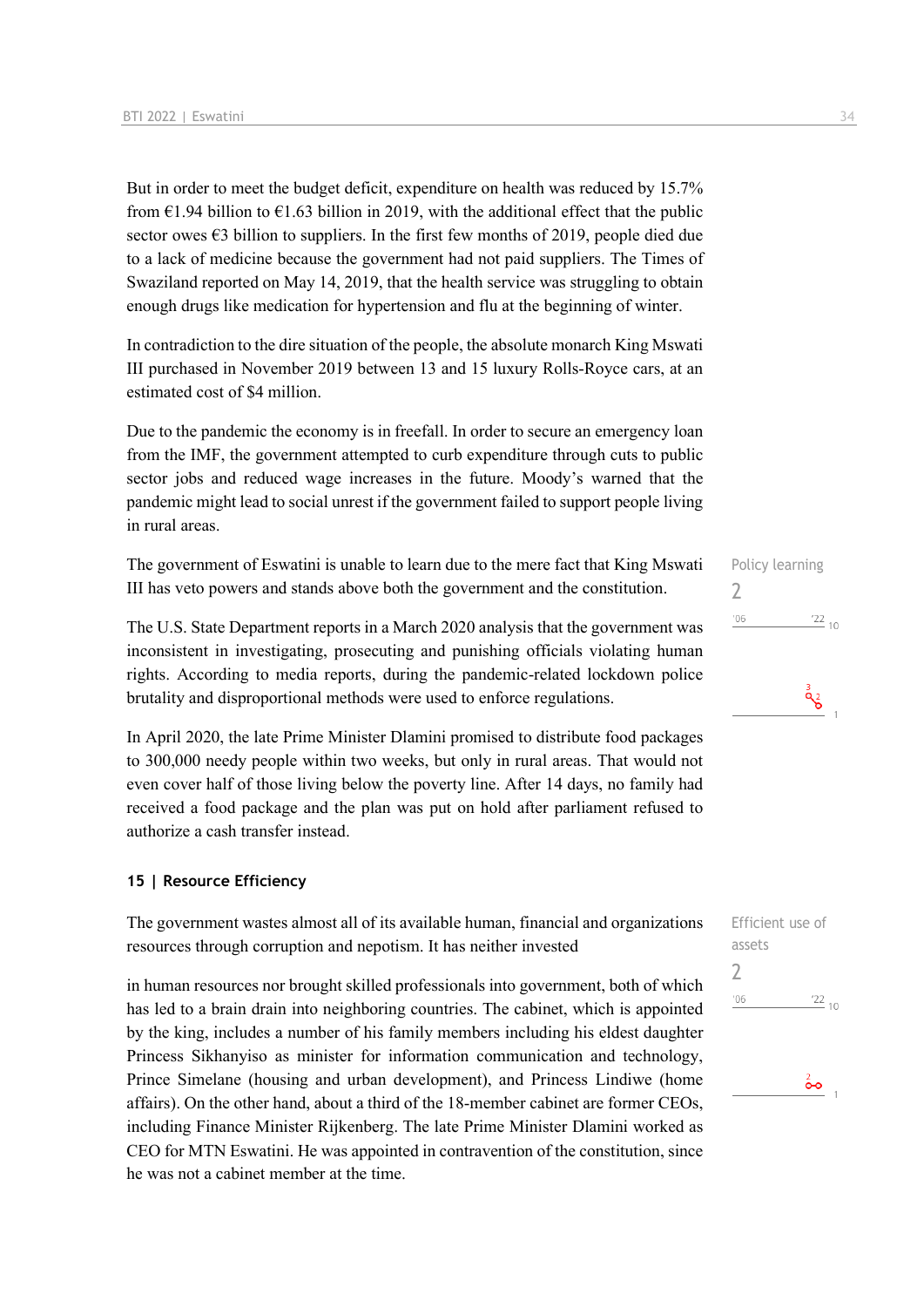But in order to meet the budget deficit, expenditure on health was reduced by 15.7% from €1.94 billion to €1.63 billion in 2019, with the additional effect that the public sector owes €3 billion to suppliers. In the first few months of 2019, people died due to a lack of medicine because the government had not paid suppliers. The Times of Swaziland reported on May 14, 2019, that the health service was struggling to obtain enough drugs like medication for hypertension and flu at the beginning of winter.

In contradiction to the dire situation of the people, the absolute monarch King Mswati III purchased in November 2019 between 13 and 15 luxury Rolls-Royce cars, at an estimated cost of $4 million.

Due to the pandemic the economy is in freefall. In order to secure an emergency loan from the IMF, the government attempted to curb expenditure through cuts to public sector jobs and reduced wage increases in the future. Moody's warned that the pandemic might lead to social unrest if the government failed to support people living in rural areas.

Policy learning
2

The government of Eswatini is unable to learn due to the mere fact that King Mswati III has veto powers and stands above both the government and the constitution.

The U.S. State Department reports in a March 2020 analysis that the government was inconsistent in investigating, prosecuting and punishing officials violating human rights. According to media reports, during the pandemic-related lockdown police brutality and disproportional methods were used to enforce regulations.

In April 2020, the late Prime Minister Dlamini promised to distribute food packages to 300,000 needy people within two weeks, but only in rural areas. That would not even cover half of those living below the poverty line. After 14 days, no family had received a food package and the plan was put on hold after parliament refused to authorize a cash transfer instead.

## 15 | Resource Efficiency

Efficient use of assets
2

The government wastes almost all of its available human, financial and organizations resources through corruption and nepotism. It has neither invested in human resources nor brought skilled professionals into government, both of which has led to a brain drain into neighboring countries. The cabinet, which is appointed by the king, includes a number of his family members including his eldest daughter Princess Sikhanyiso as minister for information communication and technology, Prince Simelane (housing and urban development), and Princess Lindiwe (home affairs). On the other hand, about a third of the 18-member cabinet are former CEOs, including Finance Minister Rijkenberg. The late Prime Minister Dlamini worked as CEO for MTN Eswatini. He was appointed in contravention of the constitution, since he was not a cabinet member at the time.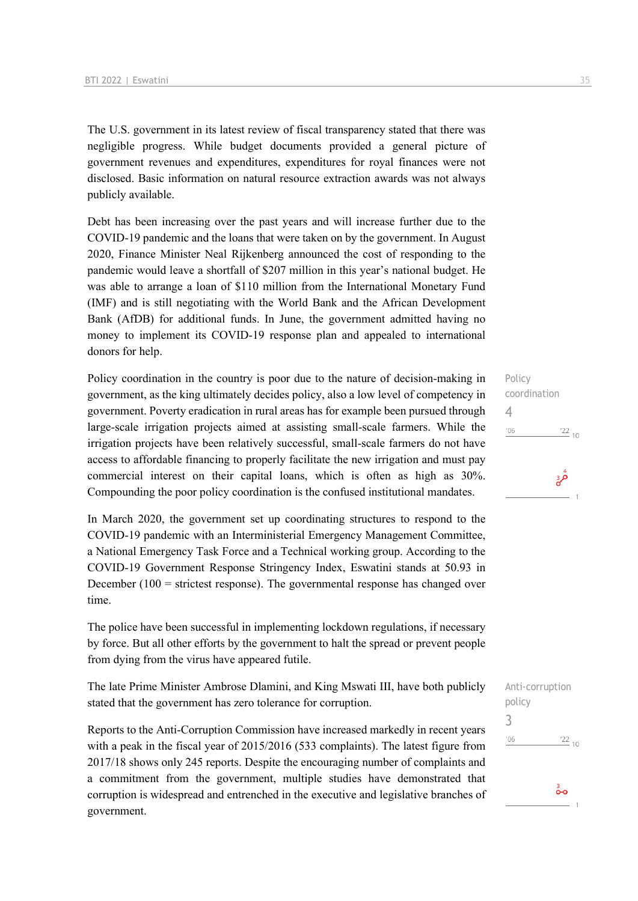The U.S. government in its latest review of fiscal transparency stated that there was negligible progress. While budget documents provided a general picture of government revenues and expenditures, expenditures for royal finances were not disclosed. Basic information on natural resource extraction awards was not always publicly available.

Debt has been increasing over the past years and will increase further due to the COVID-19 pandemic and the loans that were taken on by the government. In August 2020, Finance Minister Neal Rijkenberg announced the cost of responding to the pandemic would leave a shortfall of $207 million in this year's national budget. He was able to arrange a loan of $110 million from the International Monetary Fund (IMF) and is still negotiating with the World Bank and the African Development Bank (AfDB) for additional funds. In June, the government admitted having no money to implement its COVID-19 response plan and appealed to international donors for help.

Policy coordination
4

Policy coordination in the country is poor due to the nature of decision-making in government, as the king ultimately decides policy, also a low level of competency in government. Poverty eradication in rural areas has for example been pursued through large-scale irrigation projects aimed at assisting small-scale farmers. While the irrigation projects have been relatively successful, small-scale farmers do not have access to affordable financing to properly facilitate the new irrigation and must pay commercial interest on their capital loans, which is often as high as 30%. Compounding the poor policy coordination is the confused institutional mandates.

In March 2020, the government set up coordinating structures to respond to the COVID-19 pandemic with an Interministerial Emergency Management Committee, a National Emergency Task Force and a Technical working group. According to the COVID-19 Government Response Stringency Index, Eswatini stands at 50.93 in December (100 = strictest response). The governmental response has changed over time.

The police have been successful in implementing lockdown regulations, if necessary by force. But all other efforts by the government to halt the spread or prevent people from dying from the virus have appeared futile.

Anti-corruption policy
3

The late Prime Minister Ambrose Dlamini, and King Mswati III, have both publicly stated that the government has zero tolerance for corruption.

Reports to the Anti-Corruption Commission have increased markedly in recent years with a peak in the fiscal year of 2015/2016 (533 complaints). The latest figure from 2017/18 shows only 245 reports. Despite the encouraging number of complaints and a commitment from the government, multiple studies have demonstrated that corruption is widespread and entrenched in the executive and legislative branches of government.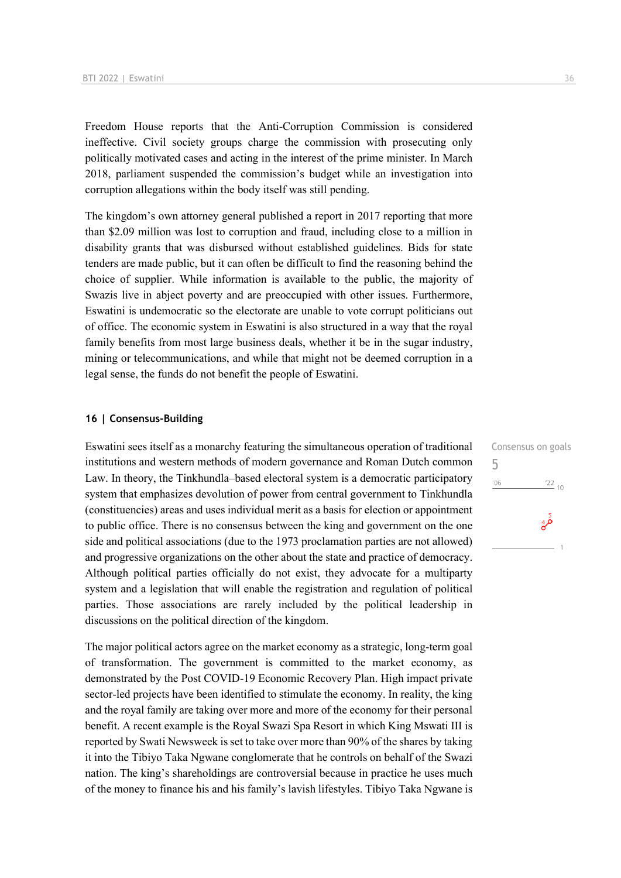Freedom House reports that the Anti-Corruption Commission is considered ineffective. Civil society groups charge the commission with prosecuting only politically motivated cases and acting in the interest of the prime minister. In March 2018, parliament suspended the commission's budget while an investigation into corruption allegations within the body itself was still pending.

The kingdom's own attorney general published a report in 2017 reporting that more than $2.09 million was lost to corruption and fraud, including close to a million in disability grants that was disbursed without established guidelines. Bids for state tenders are made public, but it can often be difficult to find the reasoning behind the choice of supplier. While information is available to the public, the majority of Swazis live in abject poverty and are preoccupied with other issues. Furthermore, Eswatini is undemocratic so the electorate are unable to vote corrupt politicians out of office. The economic system in Eswatini is also structured in a way that the royal family benefits from most large business deals, whether it be in the sugar industry, mining or telecommunications, and while that might not be deemed corruption in a legal sense, the funds do not benefit the people of Eswatini.

## 16 | Consensus-Building

Consensus on goals
5

Eswatini sees itself as a monarchy featuring the simultaneous operation of traditional institutions and western methods of modern governance and Roman Dutch common Law. In theory, the Tinkhundla–based electoral system is a democratic participatory system that emphasizes devolution of power from central government to Tinkhundla (constituencies) areas and uses individual merit as a basis for election or appointment to public office. There is no consensus between the king and government on the one side and political associations (due to the 1973 proclamation parties are not allowed) and progressive organizations on the other about the state and practice of democracy. Although political parties officially do not exist, they advocate for a multiparty system and a legislation that will enable the registration and regulation of political parties. Those associations are rarely included by the political leadership in discussions on the political direction of the kingdom.

The major political actors agree on the market economy as a strategic, long-term goal of transformation. The government is committed to the market economy, as demonstrated by the Post COVID-19 Economic Recovery Plan. High impact private sector-led projects have been identified to stimulate the economy. In reality, the king and the royal family are taking over more and more of the economy for their personal benefit. A recent example is the Royal Swazi Spa Resort in which King Mswati III is reported by Swati Newsweek is set to take over more than 90% of the shares by taking it into the Tibiyo Taka Ngwane conglomerate that he controls on behalf of the Swazi nation. The king's shareholdings are controversial because in practice he uses much of the money to finance his and his family's lavish lifestyles. Tibiyo Taka Ngwane is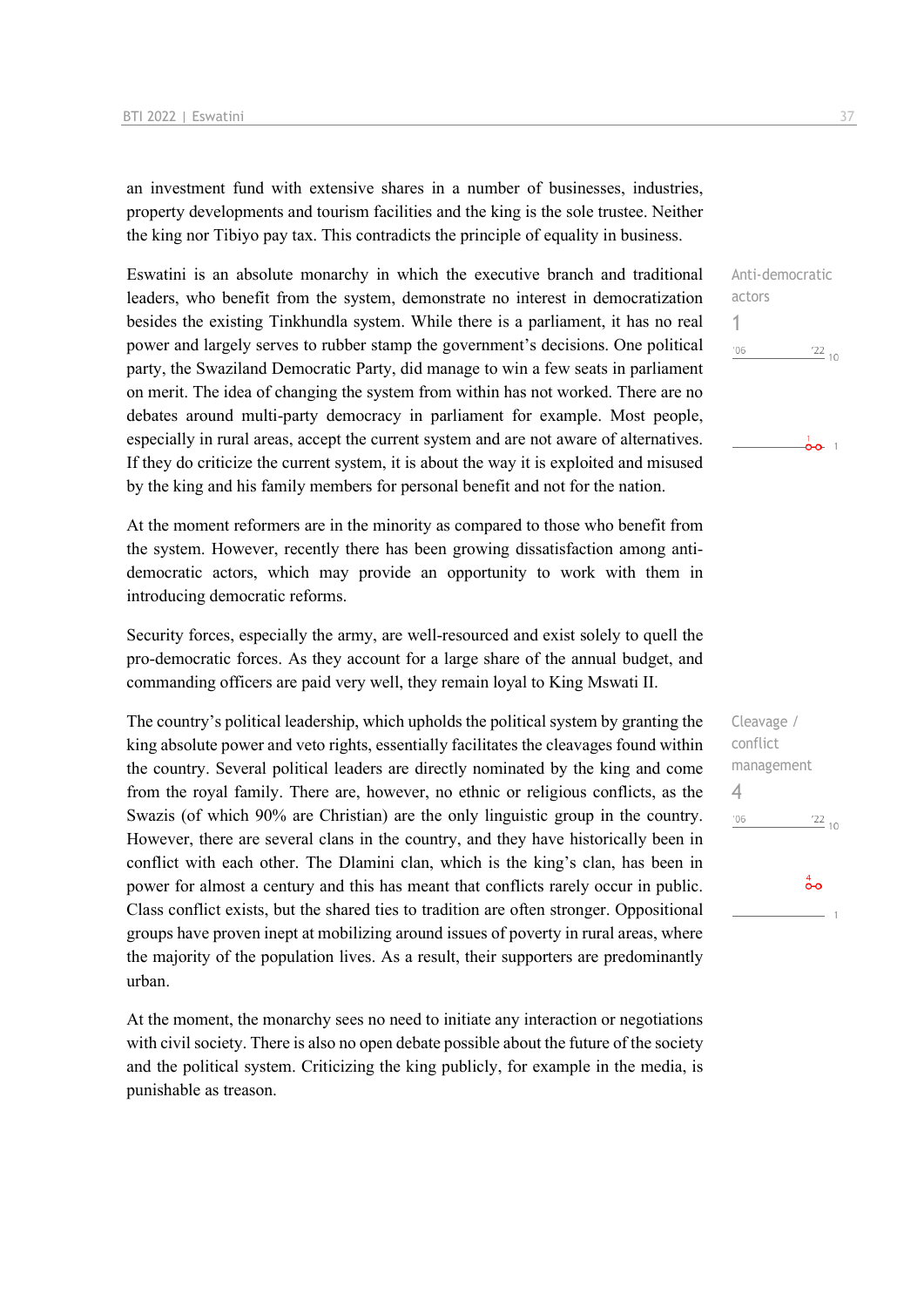an investment fund with extensive shares in a number of businesses, industries, property developments and tourism facilities and the king is the sole trustee. Neither the king nor Tibiyo pay tax. This contradicts the principle of equality in business.

Anti-democratic actors
1

Eswatini is an absolute monarchy in which the executive branch and traditional leaders, who benefit from the system, demonstrate no interest in democratization besides the existing Tinkhundla system. While there is a parliament, it has no real power and largely serves to rubber stamp the government's decisions. One political party, the Swaziland Democratic Party, did manage to win a few seats in parliament on merit. The idea of changing the system from within has not worked. There are no debates around multi-party democracy in parliament for example. Most people, especially in rural areas, accept the current system and are not aware of alternatives. If they do criticize the current system, it is about the way it is exploited and misused by the king and his family members for personal benefit and not for the nation.

At the moment reformers are in the minority as compared to those who benefit from the system. However, recently there has been growing dissatisfaction among anti-democratic actors, which may provide an opportunity to work with them in introducing democratic reforms.

Security forces, especially the army, are well-resourced and exist solely to quell the pro-democratic forces. As they account for a large share of the annual budget, and commanding officers are paid very well, they remain loyal to King Mswati II.

Cleavage / conflict management
4

The country's political leadership, which upholds the political system by granting the king absolute power and veto rights, essentially facilitates the cleavages found within the country. Several political leaders are directly nominated by the king and come from the royal family. There are, however, no ethnic or religious conflicts, as the Swazis (of which 90% are Christian) are the only linguistic group in the country. However, there are several clans in the country, and they have historically been in conflict with each other. The Dlamini clan, which is the king's clan, has been in power for almost a century and this has meant that conflicts rarely occur in public. Class conflict exists, but the shared ties to tradition are often stronger. Oppositional groups have proven inept at mobilizing around issues of poverty in rural areas, where the majority of the population lives. As a result, their supporters are predominantly urban.

At the moment, the monarchy sees no need to initiate any interaction or negotiations with civil society. There is also no open debate possible about the future of the society and the political system. Criticizing the king publicly, for example in the media, is punishable as treason.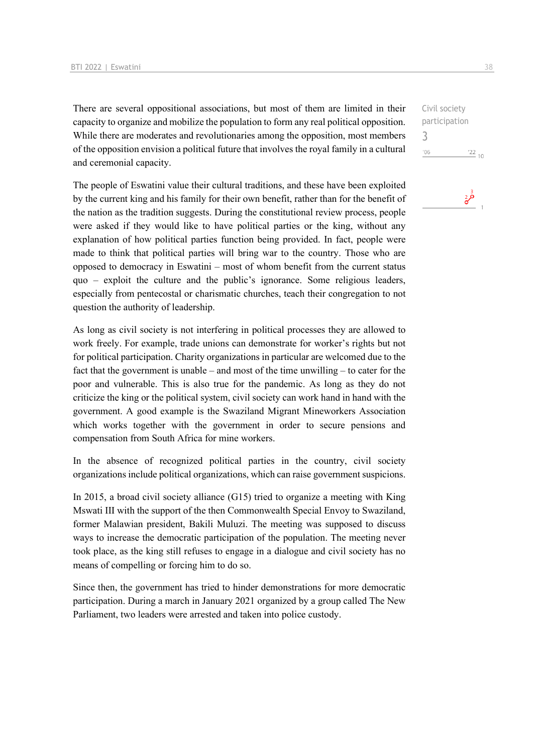There are several oppositional associations, but most of them are limited in their capacity to organize and mobilize the population to form any real political opposition. While there are moderates and revolutionaries among the opposition, most members of the opposition envision a political future that involves the royal family in a cultural and ceremonial capacity.

Civil society participation
3

The people of Eswatini value their cultural traditions, and these have been exploited by the current king and his family for their own benefit, rather than for the benefit of the nation as the tradition suggests. During the constitutional review process, people were asked if they would like to have political parties or the king, without any explanation of how political parties function being provided. In fact, people were made to think that political parties will bring war to the country. Those who are opposed to democracy in Eswatini – most of whom benefit from the current status quo – exploit the culture and the public's ignorance. Some religious leaders, especially from pentecostal or charismatic churches, teach their congregation to not question the authority of leadership.

As long as civil society is not interfering in political processes they are allowed to work freely. For example, trade unions can demonstrate for worker's rights but not for political participation. Charity organizations in particular are welcomed due to the fact that the government is unable – and most of the time unwilling – to cater for the poor and vulnerable. This is also true for the pandemic. As long as they do not criticize the king or the political system, civil society can work hand in hand with the government. A good example is the Swaziland Migrant Mineworkers Association which works together with the government in order to secure pensions and compensation from South Africa for mine workers.

In the absence of recognized political parties in the country, civil society organizations include political organizations, which can raise government suspicions.

In 2015, a broad civil society alliance (G15) tried to organize a meeting with King Mswati III with the support of the then Commonwealth Special Envoy to Swaziland, former Malawian president, Bakili Muluzi. The meeting was supposed to discuss ways to increase the democratic participation of the population. The meeting never took place, as the king still refuses to engage in a dialogue and civil society has no means of compelling or forcing him to do so.

Since then, the government has tried to hinder demonstrations for more democratic participation. During a march in January 2021 organized by a group called The New Parliament, two leaders were arrested and taken into police custody.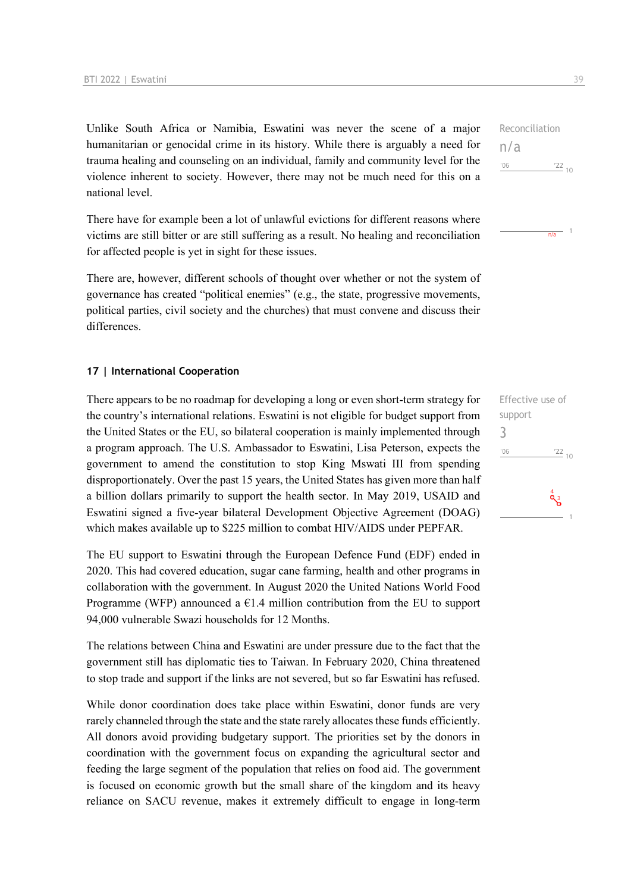Unlike South Africa or Namibia, Eswatini was never the scene of a major humanitarian or genocidal crime in its history. While there is arguably a need for trauma healing and counseling on an individual, family and community level for the violence inherent to society. However, there may not be much need for this on a national level.

Reconciliation
n/a

There have for example been a lot of unlawful evictions for different reasons where victims are still bitter or are still suffering as a result. No healing and reconciliation for affected people is yet in sight for these issues.

There are, however, different schools of thought over whether or not the system of governance has created "political enemies" (e.g., the state, progressive movements, political parties, civil society and the churches) that must convene and discuss their differences.

## 17 | International Cooperation

There appears to be no roadmap for developing a long or even short-term strategy for the country's international relations. Eswatini is not eligible for budget support from the United States or the EU, so bilateral cooperation is mainly implemented through a program approach. The U.S. Ambassador to Eswatini, Lisa Peterson, expects the government to amend the constitution to stop King Mswati III from spending disproportionately. Over the past 15 years, the United States has given more than half a billion dollars primarily to support the health sector. In May 2019, USAID and Eswatini signed a five-year bilateral Development Objective Agreement (DOAG) which makes available up to $225 million to combat HIV/AIDS under PEPFAR.

Effective use of support
3

The EU support to Eswatini through the European Defence Fund (EDF) ended in 2020. This had covered education, sugar cane farming, health and other programs in collaboration with the government. In August 2020 the United Nations World Food Programme (WFP) announced a €1.4 million contribution from the EU to support 94,000 vulnerable Swazi households for 12 Months.

The relations between China and Eswatini are under pressure due to the fact that the government still has diplomatic ties to Taiwan. In February 2020, China threatened to stop trade and support if the links are not severed, but so far Eswatini has refused.

While donor coordination does take place within Eswatini, donor funds are very rarely channeled through the state and the state rarely allocates these funds efficiently. All donors avoid providing budgetary support. The priorities set by the donors in coordination with the government focus on expanding the agricultural sector and feeding the large segment of the population that relies on food aid. The government is focused on economic growth but the small share of the kingdom and its heavy reliance on SACU revenue, makes it extremely difficult to engage in long-term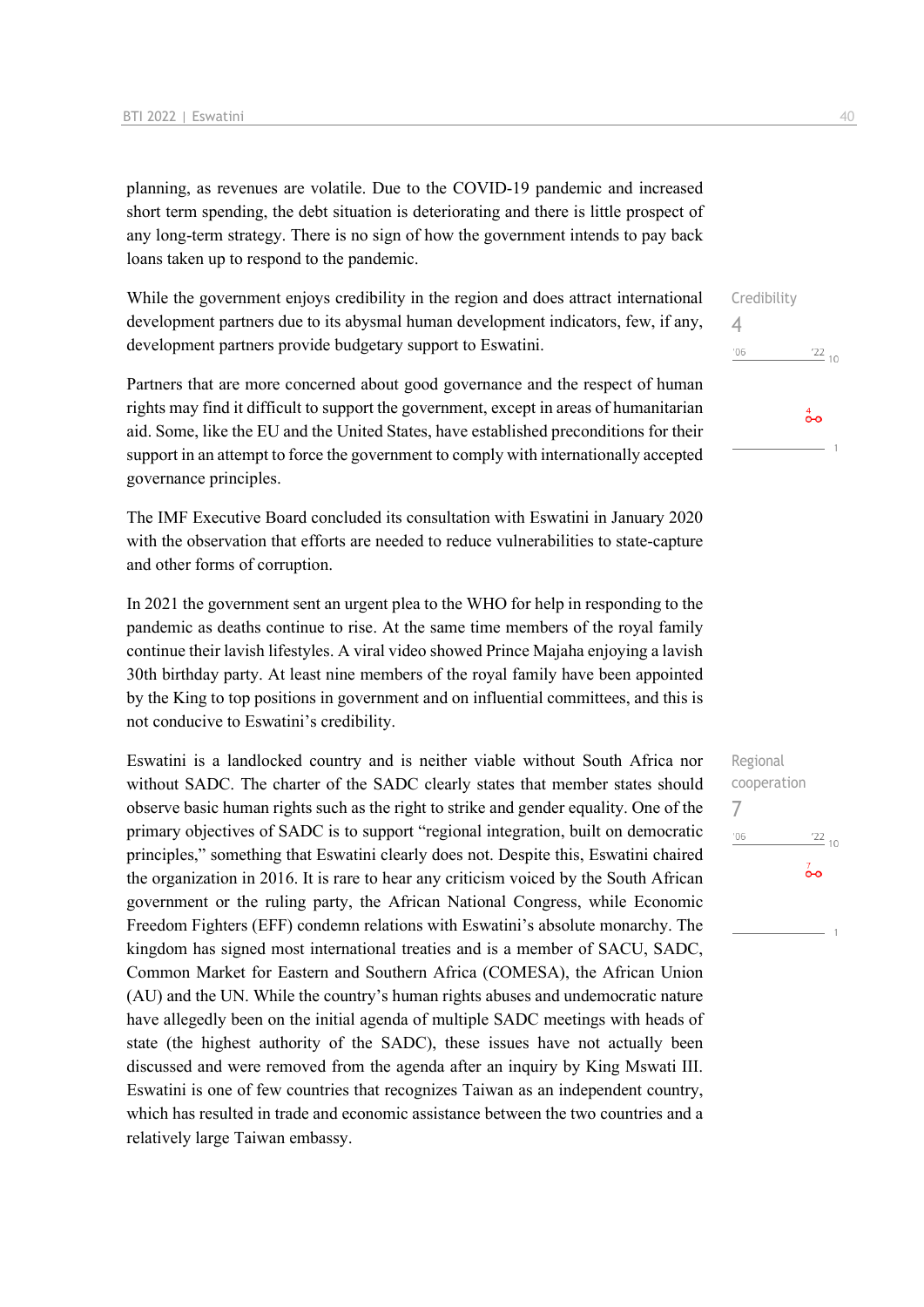planning, as revenues are volatile. Due to the COVID-19 pandemic and increased short term spending, the debt situation is deteriorating and there is little prospect of any long-term strategy. There is no sign of how the government intends to pay back loans taken up to respond to the pandemic.

Credibility
4

While the government enjoys credibility in the region and does attract international development partners due to its abysmal human development indicators, few, if any, development partners provide budgetary support to Eswatini.

Partners that are more concerned about good governance and the respect of human rights may find it difficult to support the government, except in areas of humanitarian aid. Some, like the EU and the United States, have established preconditions for their support in an attempt to force the government to comply with internationally accepted governance principles.

The IMF Executive Board concluded its consultation with Eswatini in January 2020 with the observation that efforts are needed to reduce vulnerabilities to state-capture and other forms of corruption.

In 2021 the government sent an urgent plea to the WHO for help in responding to the pandemic as deaths continue to rise. At the same time members of the royal family continue their lavish lifestyles. A viral video showed Prince Majaha enjoying a lavish 30th birthday party. At least nine members of the royal family have been appointed by the King to top positions in government and on influential committees, and this is not conducive to Eswatini's credibility.

Regional cooperation
7

Eswatini is a landlocked country and is neither viable without South Africa nor without SADC. The charter of the SADC clearly states that member states should observe basic human rights such as the right to strike and gender equality. One of the primary objectives of SADC is to support "regional integration, built on democratic principles," something that Eswatini clearly does not. Despite this, Eswatini chaired the organization in 2016. It is rare to hear any criticism voiced by the South African government or the ruling party, the African National Congress, while Economic Freedom Fighters (EFF) condemn relations with Eswatini's absolute monarchy. The kingdom has signed most international treaties and is a member of SACU, SADC, Common Market for Eastern and Southern Africa (COMESA), the African Union (AU) and the UN. While the country's human rights abuses and undemocratic nature have allegedly been on the initial agenda of multiple SADC meetings with heads of state (the highest authority of the SADC), these issues have not actually been discussed and were removed from the agenda after an inquiry by King Mswati III. Eswatini is one of few countries that recognizes Taiwan as an independent country, which has resulted in trade and economic assistance between the two countries and a relatively large Taiwan embassy.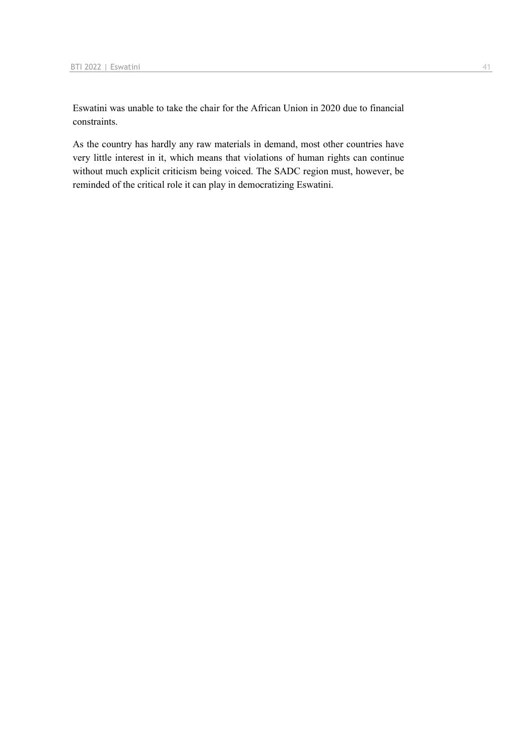Eswatini was unable to take the chair for the African Union in 2020 due to financial constraints.

As the country has hardly any raw materials in demand, most other countries have very little interest in it, which means that violations of human rights can continue without much explicit criticism being voiced. The SADC region must, however, be reminded of the critical role it can play in democratizing Eswatini.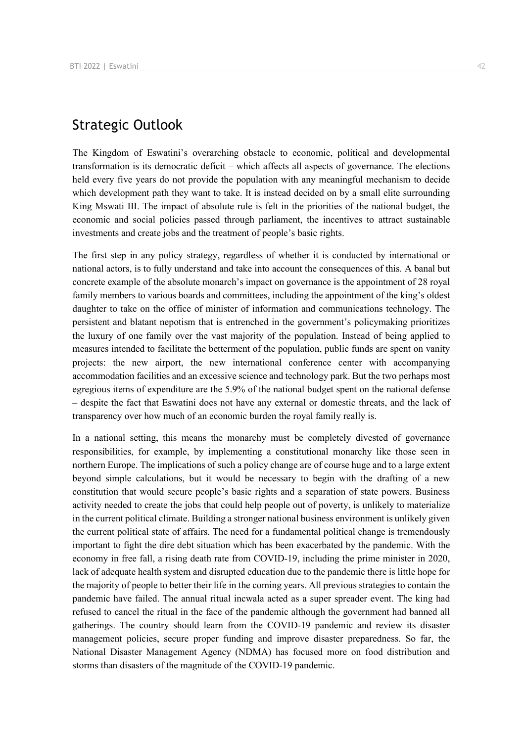## Strategic Outlook

The Kingdom of Eswatini's overarching obstacle to economic, political and developmental transformation is its democratic deficit – which affects all aspects of governance. The elections held every five years do not provide the population with any meaningful mechanism to decide which development path they want to take. It is instead decided on by a small elite surrounding King Mswati III. The impact of absolute rule is felt in the priorities of the national budget, the economic and social policies passed through parliament, the incentives to attract sustainable investments and create jobs and the treatment of people's basic rights.

The first step in any policy strategy, regardless of whether it is conducted by international or national actors, is to fully understand and take into account the consequences of this. A banal but concrete example of the absolute monarch's impact on governance is the appointment of 28 royal family members to various boards and committees, including the appointment of the king's oldest daughter to take on the office of minister of information and communications technology. The persistent and blatant nepotism that is entrenched in the government's policymaking prioritizes the luxury of one family over the vast majority of the population. Instead of being applied to measures intended to facilitate the betterment of the population, public funds are spent on vanity projects: the new airport, the new international conference center with accompanying accommodation facilities and an excessive science and technology park. But the two perhaps most egregious items of expenditure are the 5.9% of the national budget spent on the national defense – despite the fact that Eswatini does not have any external or domestic threats, and the lack of transparency over how much of an economic burden the royal family really is.

In a national setting, this means the monarchy must be completely divested of governance responsibilities, for example, by implementing a constitutional monarchy like those seen in northern Europe. The implications of such a policy change are of course huge and to a large extent beyond simple calculations, but it would be necessary to begin with the drafting of a new constitution that would secure people's basic rights and a separation of state powers. Business activity needed to create the jobs that could help people out of poverty, is unlikely to materialize in the current political climate. Building a stronger national business environment is unlikely given the current political state of affairs. The need for a fundamental political change is tremendously important to fight the dire debt situation which has been exacerbated by the pandemic. With the economy in free fall, a rising death rate from COVID-19, including the prime minister in 2020, lack of adequate health system and disrupted education due to the pandemic there is little hope for the majority of people to better their life in the coming years. All previous strategies to contain the pandemic have failed. The annual ritual incwala acted as a super spreader event. The king had refused to cancel the ritual in the face of the pandemic although the government had banned all gatherings. The country should learn from the COVID-19 pandemic and review its disaster management policies, secure proper funding and improve disaster preparedness. So far, the National Disaster Management Agency (NDMA) has focused more on food distribution and storms than disasters of the magnitude of the COVID-19 pandemic.